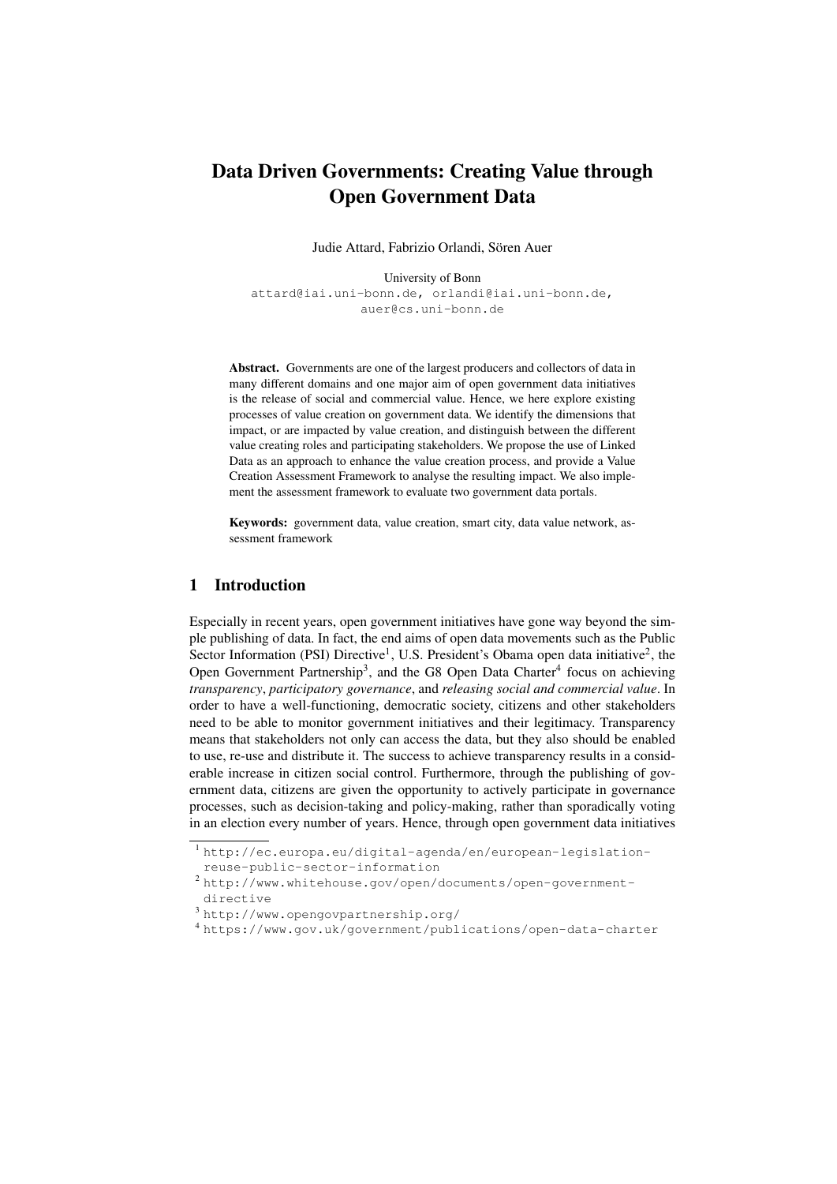# Data Driven Governments: Creating Value through Open Government Data

Judie Attard, Fabrizio Orlandi, Sören Auer

University of Bonn
attard@iai.uni-bonn.de, orlandi@iai.uni-bonn.de, auer@cs.uni-bonn.de

**Abstract.** Governments are one of the largest producers and collectors of data in many different domains and one major aim of open government data initiatives is the release of social and commercial value. Hence, we here explore existing processes of value creation on government data. We identify the dimensions that impact, or are impacted by value creation, and distinguish between the different value creating roles and participating stakeholders. We propose the use of Linked Data as an approach to enhance the value creation process, and provide a Value Creation Assessment Framework to analyse the resulting impact. We also implement the assessment framework to evaluate two government data portals.

**Keywords:** government data, value creation, smart city, data value network, assessment framework

## 1 Introduction

Especially in recent years, open government initiatives have gone way beyond the simple publishing of data. In fact, the end aims of open data movements such as the Public Sector Information (PSI) Directive[1], U.S. President's Obama open data initiative[2], the Open Government Partnership[3], and the G8 Open Data Charter[4] focus on achieving *transparency*, *participatory governance*, and *releasing social and commercial value*. In order to have a well-functioning, democratic society, citizens and other stakeholders need to be able to monitor government initiatives and their legitimacy. Transparency means that stakeholders not only can access the data, but they also should be enabled to use, re-use and distribute it. The success to achieve transparency results in a considerable increase in citizen social control. Furthermore, through the publishing of government data, citizens are given the opportunity to actively participate in governance processes, such as decision-taking and policy-making, rather than sporadically voting in an election every number of years. Hence, through open government data initiatives

[1] http://ec.europa.eu/digital-agenda/en/european-legislation-reuse-public-sector-information
[2] http://www.whitehouse.gov/open/documents/open-government-directive
[3] http://www.opengovpartnership.org/
[4] https://www.gov.uk/government/publications/open-data-charter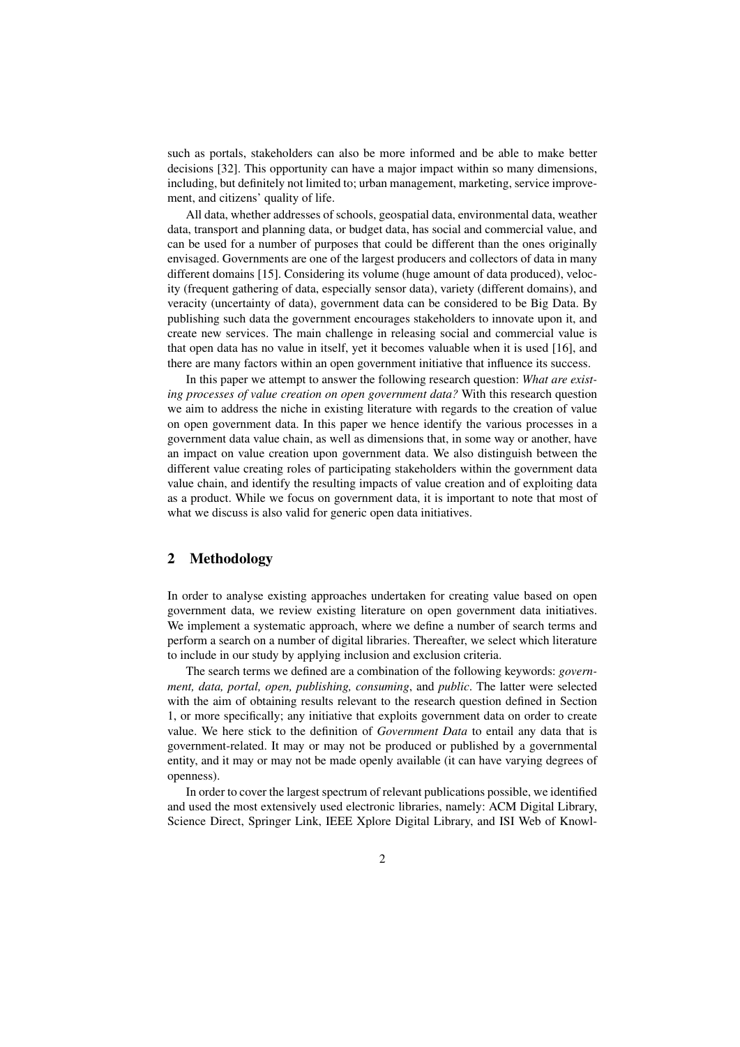such as portals, stakeholders can also be more informed and be able to make better decisions [32]. This opportunity can have a major impact within so many dimensions, including, but definitely not limited to; urban management, marketing, service improvement, and citizens' quality of life.

All data, whether addresses of schools, geospatial data, environmental data, weather data, transport and planning data, or budget data, has social and commercial value, and can be used for a number of purposes that could be different than the ones originally envisaged. Governments are one of the largest producers and collectors of data in many different domains [15]. Considering its volume (huge amount of data produced), velocity (frequent gathering of data, especially sensor data), variety (different domains), and veracity (uncertainty of data), government data can be considered to be Big Data. By publishing such data the government encourages stakeholders to innovate upon it, and create new services. The main challenge in releasing social and commercial value is that open data has no value in itself, yet it becomes valuable when it is used [16], and there are many factors within an open government initiative that influence its success.

In this paper we attempt to answer the following research question: *What are existing processes of value creation on open government data?* With this research question we aim to address the niche in existing literature with regards to the creation of value on open government data. In this paper we hence identify the various processes in a government data value chain, as well as dimensions that, in some way or another, have an impact on value creation upon government data. We also distinguish between the different value creating roles of participating stakeholders within the government data value chain, and identify the resulting impacts of value creation and of exploiting data as a product. While we focus on government data, it is important to note that most of what we discuss is also valid for generic open data initiatives.

## 2 Methodology

In order to analyse existing approaches undertaken for creating value based on open government data, we review existing literature on open government data initiatives. We implement a systematic approach, where we define a number of search terms and perform a search on a number of digital libraries. Thereafter, we select which literature to include in our study by applying inclusion and exclusion criteria.

The search terms we defined are a combination of the following keywords: *government, data, portal, open, publishing, consuming*, and *public*. The latter were selected with the aim of obtaining results relevant to the research question defined in Section 1, or more specifically; any initiative that exploits government data on order to create value. We here stick to the definition of *Government Data* to entail any data that is government-related. It may or may not be produced or published by a governmental entity, and it may or may not be made openly available (it can have varying degrees of openness).

In order to cover the largest spectrum of relevant publications possible, we identified and used the most extensively used electronic libraries, namely: ACM Digital Library, Science Direct, Springer Link, IEEE Xplore Digital Library, and ISI Web of Knowl-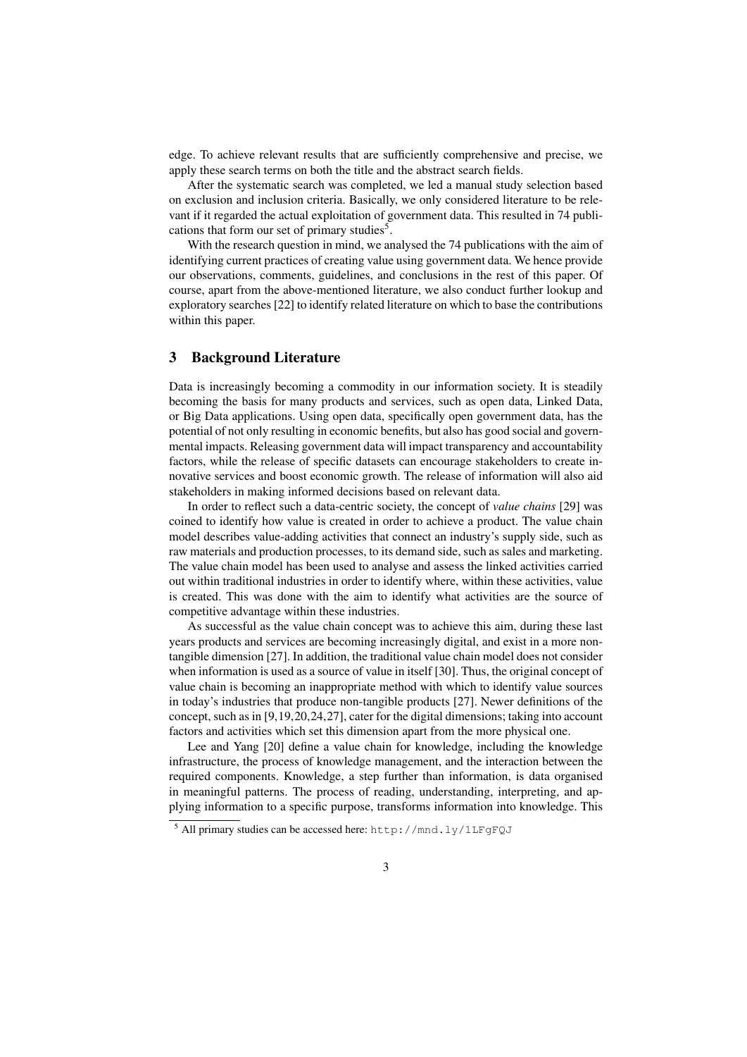edge. To achieve relevant results that are sufficiently comprehensive and precise, we apply these search terms on both the title and the abstract search fields.

After the systematic search was completed, we led a manual study selection based on exclusion and inclusion criteria. Basically, we only considered literature to be relevant if it regarded the actual exploitation of government data. This resulted in 74 publications that form our set of primary studies[5].

With the research question in mind, we analysed the 74 publications with the aim of identifying current practices of creating value using government data. We hence provide our observations, comments, guidelines, and conclusions in the rest of this paper. Of course, apart from the above-mentioned literature, we also conduct further lookup and exploratory searches [22] to identify related literature on which to base the contributions within this paper.

## 3 Background Literature

Data is increasingly becoming a commodity in our information society. It is steadily becoming the basis for many products and services, such as open data, Linked Data, or Big Data applications. Using open data, specifically open government data, has the potential of not only resulting in economic benefits, but also has good social and governmental impacts. Releasing government data will impact transparency and accountability factors, while the release of specific datasets can encourage stakeholders to create innovative services and boost economic growth. The release of information will also aid stakeholders in making informed decisions based on relevant data.

In order to reflect such a data-centric society, the concept of *value chains* [29] was coined to identify how value is created in order to achieve a product. The value chain model describes value-adding activities that connect an industry's supply side, such as raw materials and production processes, to its demand side, such as sales and marketing. The value chain model has been used to analyse and assess the linked activities carried out within traditional industries in order to identify where, within these activities, value is created. This was done with the aim to identify what activities are the source of competitive advantage within these industries.

As successful as the value chain concept was to achieve this aim, during these last years products and services are becoming increasingly digital, and exist in a more non-tangible dimension [27]. In addition, the traditional value chain model does not consider when information is used as a source of value in itself [30]. Thus, the original concept of value chain is becoming an inappropriate method with which to identify value sources in today's industries that produce non-tangible products [27]. Newer definitions of the concept, such as in [9,19,20,24,27], cater for the digital dimensions; taking into account factors and activities which set this dimension apart from the more physical one.

Lee and Yang [20] define a value chain for knowledge, including the knowledge infrastructure, the process of knowledge management, and the interaction between the required components. Knowledge, a step further than information, is data organised in meaningful patterns. The process of reading, understanding, interpreting, and applying information to a specific purpose, transforms information into knowledge. This

[5] All primary studies can be accessed here: `http://mnd.ly/1LFgFQJ`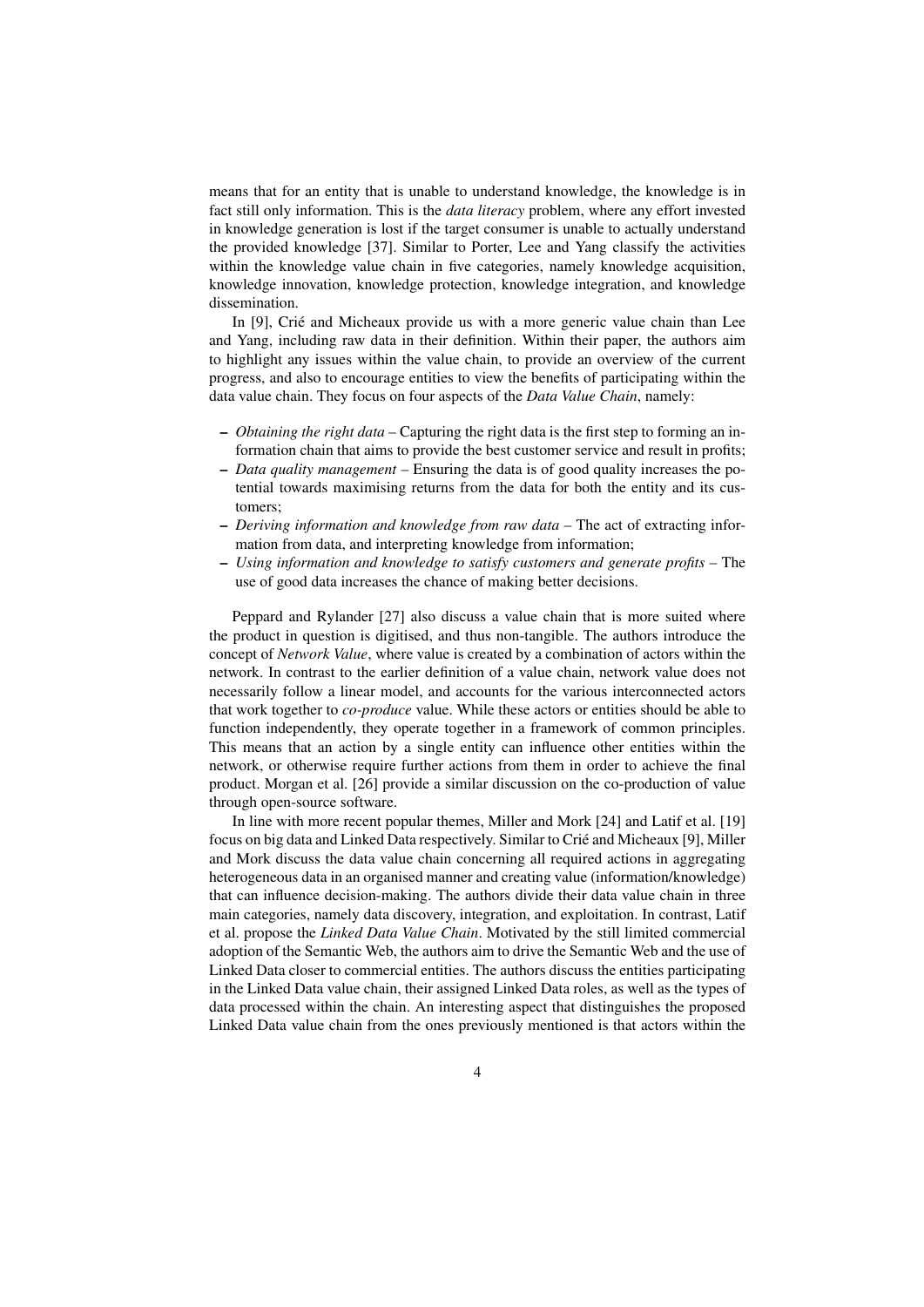means that for an entity that is unable to understand knowledge, the knowledge is in fact still only information. This is the *data literacy* problem, where any effort invested in knowledge generation is lost if the target consumer is unable to actually understand the provided knowledge [37]. Similar to Porter, Lee and Yang classify the activities within the knowledge value chain in five categories, namely knowledge acquisition, knowledge innovation, knowledge protection, knowledge integration, and knowledge dissemination.

In [9], Crié and Micheaux provide us with a more generic value chain than Lee and Yang, including raw data in their definition. Within their paper, the authors aim to highlight any issues within the value chain, to provide an overview of the current progress, and also to encourage entities to view the benefits of participating within the data value chain. They focus on four aspects of the *Data Value Chain*, namely:

- *Obtaining the right data* – Capturing the right data is the first step to forming an information chain that aims to provide the best customer service and result in profits;
- *Data quality management* – Ensuring the data is of good quality increases the potential towards maximising returns from the data for both the entity and its customers;
- *Deriving information and knowledge from raw data* – The act of extracting information from data, and interpreting knowledge from information;
- *Using information and knowledge to satisfy customers and generate profits* – The use of good data increases the chance of making better decisions.

Peppard and Rylander [27] also discuss a value chain that is more suited where the product in question is digitised, and thus non-tangible. The authors introduce the concept of *Network Value*, where value is created by a combination of actors within the network. In contrast to the earlier definition of a value chain, network value does not necessarily follow a linear model, and accounts for the various interconnected actors that work together to *co-produce* value. While these actors or entities should be able to function independently, they operate together in a framework of common principles. This means that an action by a single entity can influence other entities within the network, or otherwise require further actions from them in order to achieve the final product. Morgan et al. [26] provide a similar discussion on the co-production of value through open-source software.

In line with more recent popular themes, Miller and Mork [24] and Latif et al. [19] focus on big data and Linked Data respectively. Similar to Crié and Micheaux [9], Miller and Mork discuss the data value chain concerning all required actions in aggregating heterogeneous data in an organised manner and creating value (information/knowledge) that can influence decision-making. The authors divide their data value chain in three main categories, namely data discovery, integration, and exploitation. In contrast, Latif et al. propose the *Linked Data Value Chain*. Motivated by the still limited commercial adoption of the Semantic Web, the authors aim to drive the Semantic Web and the use of Linked Data closer to commercial entities. The authors discuss the entities participating in the Linked Data value chain, their assigned Linked Data roles, as well as the types of data processed within the chain. An interesting aspect that distinguishes the proposed Linked Data value chain from the ones previously mentioned is that actors within the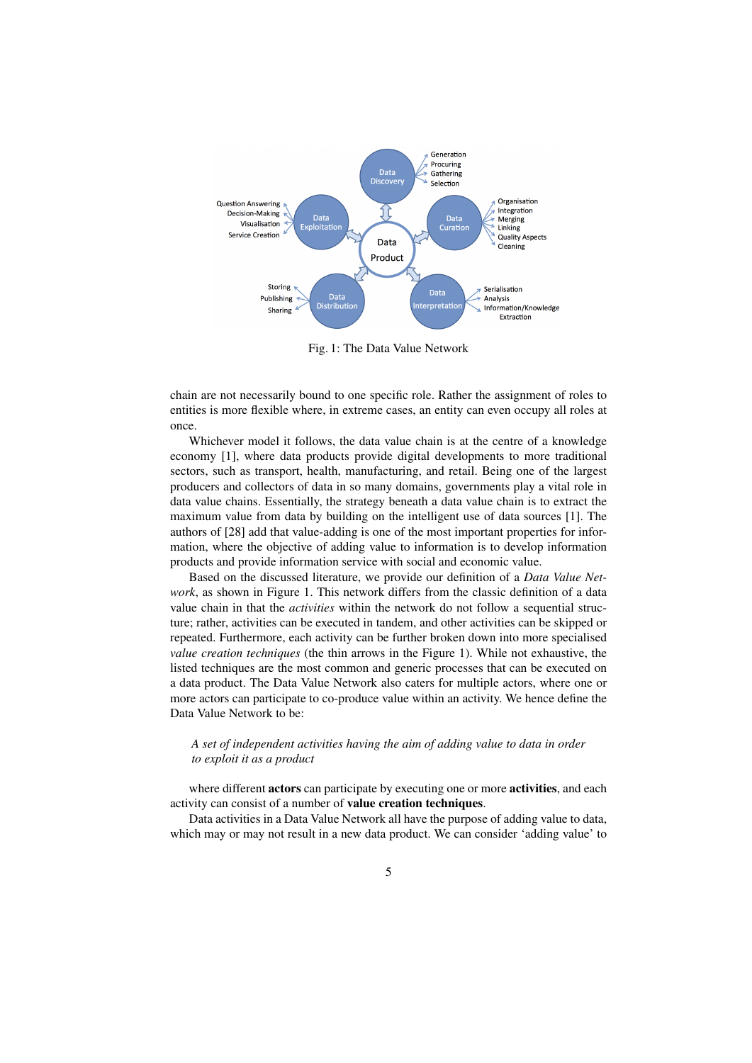Data Discovery
Generation
Procuring
Gathering
Selection

Data Curation
Organisation
Integration
Merging
Linking
Quality Aspects
Cleaning

Data Exploitation
Question Answering
Decision-Making
Visualisation
Service Creation

Data Product

Data Distribution
Storing
Publishing
Sharing

Data Interpretation
Serialisation
Analysis
Information/Knowledge Extraction

Fig. 1: The Data Value Network

chain are not necessarily bound to one specific role. Rather the assignment of roles to entities is more flexible where, in extreme cases, an entity can even occupy all roles at once.

Whichever model it follows, the data value chain is at the centre of a knowledge economy [1], where data products provide digital developments to more traditional sectors, such as transport, health, manufacturing, and retail. Being one of the largest producers and collectors of data in so many domains, governments play a vital role in data value chains. Essentially, the strategy beneath a data value chain is to extract the maximum value from data by building on the intelligent use of data sources [1]. The authors of [28] add that value-adding is one of the most important properties for information, where the objective of adding value to information is to develop information products and provide information service with social and economic value.

Based on the discussed literature, we provide our definition of a *Data Value Network*, as shown in Figure 1. This network differs from the classic definition of a data value chain in that the *activities* within the network do not follow a sequential structure; rather, activities can be executed in tandem, and other activities can be skipped or repeated. Furthermore, each activity can be further broken down into more specialised *value creation techniques* (the thin arrows in the Figure 1). While not exhaustive, the listed techniques are the most common and generic processes that can be executed on a data product. The Data Value Network also caters for multiple actors, where one or more actors can participate to co-produce value within an activity. We hence define the Data Value Network to be:

> *A set of independent activities having the aim of adding value to data in order to exploit it as a product*

where different **actors** can participate by executing one or more **activities**, and each activity can consist of a number of **value creation techniques**.

Data activities in a Data Value Network all have the purpose of adding value to data, which may or may not result in a new data product. We can consider 'adding value' to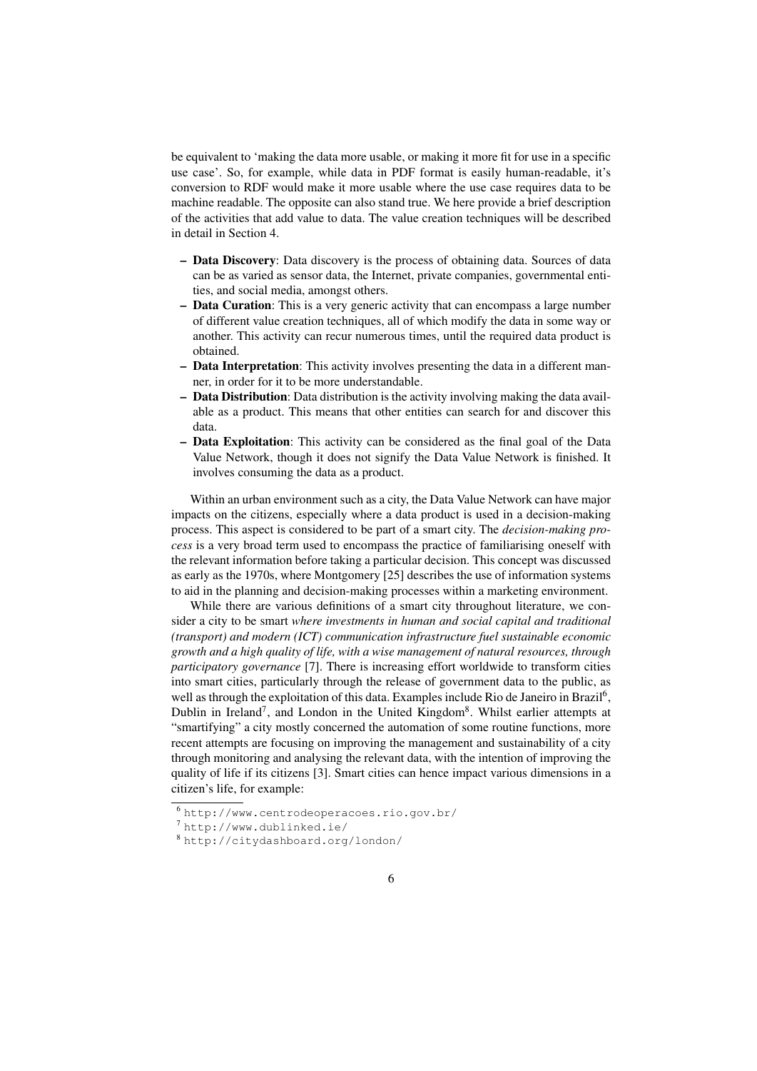be equivalent to 'making the data more usable, or making it more fit for use in a specific use case'. So, for example, while data in PDF format is easily human-readable, it's conversion to RDF would make it more usable where the use case requires data to be machine readable. The opposite can also stand true. We here provide a brief description of the activities that add value to data. The value creation techniques will be described in detail in Section 4.

- **Data Discovery**: Data discovery is the process of obtaining data. Sources of data can be as varied as sensor data, the Internet, private companies, governmental entities, and social media, amongst others.
- **Data Curation**: This is a very generic activity that can encompass a large number of different value creation techniques, all of which modify the data in some way or another. This activity can recur numerous times, until the required data product is obtained.
- **Data Interpretation**: This activity involves presenting the data in a different manner, in order for it to be more understandable.
- **Data Distribution**: Data distribution is the activity involving making the data available as a product. This means that other entities can search for and discover this data.
- **Data Exploitation**: This activity can be considered as the final goal of the Data Value Network, though it does not signify the Data Value Network is finished. It involves consuming the data as a product.

Within an urban environment such as a city, the Data Value Network can have major impacts on the citizens, especially where a data product is used in a decision-making process. This aspect is considered to be part of a smart city. The *decision-making process* is a very broad term used to encompass the practice of familiarising oneself with the relevant information before taking a particular decision. This concept was discussed as early as the 1970s, where Montgomery [25] describes the use of information systems to aid in the planning and decision-making processes within a marketing environment.

While there are various definitions of a smart city throughout literature, we consider a city to be smart *where investments in human and social capital and traditional (transport) and modern (ICT) communication infrastructure fuel sustainable economic growth and a high quality of life, with a wise management of natural resources, through participatory governance* [7]. There is increasing effort worldwide to transform cities into smart cities, particularly through the release of government data to the public, as well as through the exploitation of this data. Examples include Rio de Janeiro in Brazil[6], Dublin in Ireland[7], and London in the United Kingdom[8]. Whilst earlier attempts at "smartifying" a city mostly concerned the automation of some routine functions, more recent attempts are focusing on improving the management and sustainability of a city through monitoring and analysing the relevant data, with the intention of improving the quality of life if its citizens [3]. Smart cities can hence impact various dimensions in a citizen's life, for example:

[6] http://www.centrodeoperacoes.rio.gov.br/

[7] http://www.dublinked.ie/

[8] http://citydashboard.org/london/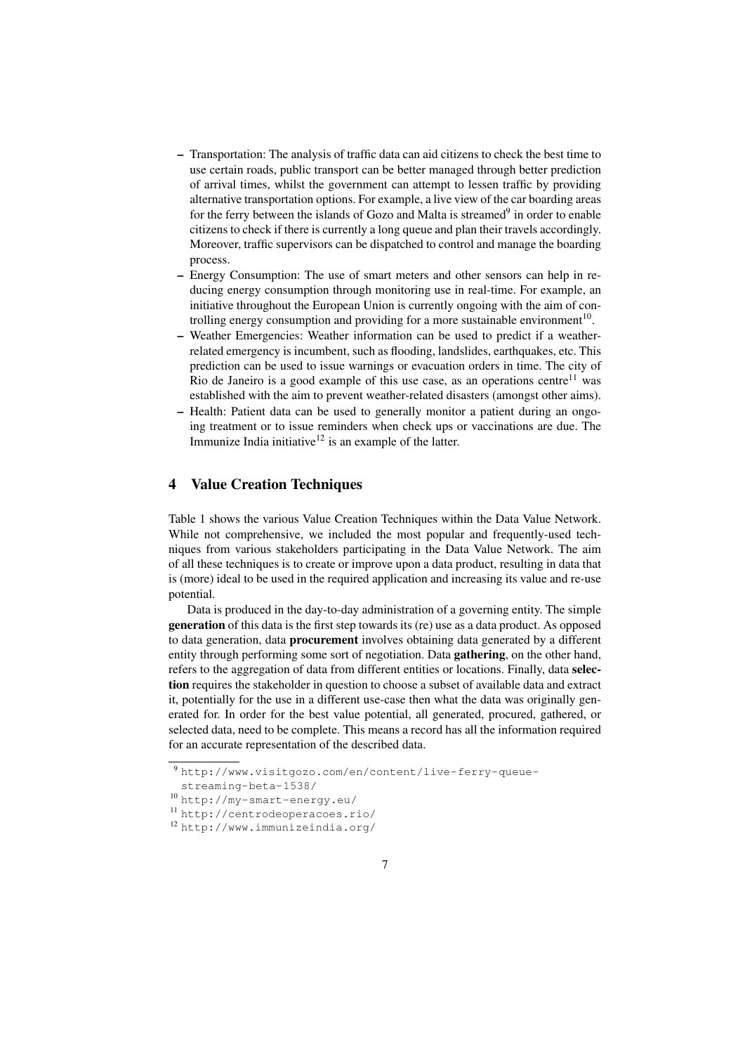- Transportation: The analysis of traffic data can aid citizens to check the best time to use certain roads, public transport can be better managed through better prediction of arrival times, whilst the government can attempt to lessen traffic by providing alternative transportation options. For example, a live view of the car boarding areas for the ferry between the islands of Gozo and Malta is streamed[9] in order to enable citizens to check if there is currently a long queue and plan their travels accordingly. Moreover, traffic supervisors can be dispatched to control and manage the boarding process.
- Energy Consumption: The use of smart meters and other sensors can help in reducing energy consumption through monitoring use in real-time. For example, an initiative throughout the European Union is currently ongoing with the aim of controlling energy consumption and providing for a more sustainable environment[10].
- Weather Emergencies: Weather information can be used to predict if a weather-related emergency is incumbent, such as flooding, landslides, earthquakes, etc. This prediction can be used to issue warnings or evacuation orders in time. The city of Rio de Janeiro is a good example of this use case, as an operations centre[11] was established with the aim to prevent weather-related disasters (amongst other aims).
- Health: Patient data can be used to generally monitor a patient during an ongoing treatment or to issue reminders when check ups or vaccinations are due. The Immunize India initiative[12] is an example of the latter.

## 4 Value Creation Techniques

Table 1 shows the various Value Creation Techniques within the Data Value Network. While not comprehensive, we included the most popular and frequently-used techniques from various stakeholders participating in the Data Value Network. The aim of all these techniques is to create or improve upon a data product, resulting in data that is (more) ideal to be used in the required application and increasing its value and re-use potential.

Data is produced in the day-to-day administration of a governing entity. The simple **generation** of this data is the first step towards its (re) use as a data product. As opposed to data generation, data **procurement** involves obtaining data generated by a different entity through performing some sort of negotiation. Data **gathering**, on the other hand, refers to the aggregation of data from different entities or locations. Finally, data **selection** requires the stakeholder in question to choose a subset of available data and extract it, potentially for the use in a different use-case then what the data was originally generated for. In order for the best value potential, all generated, procured, gathered, or selected data, need to be complete. This means a record has all the information required for an accurate representation of the described data.

[9] http://www.visitgozo.com/en/content/live-ferry-queue-streaming-beta-1538/

[10] http://my-smart-energy.eu/

[11] http://centrodeoperacoes.rio/

[12] http://www.immunizeindia.org/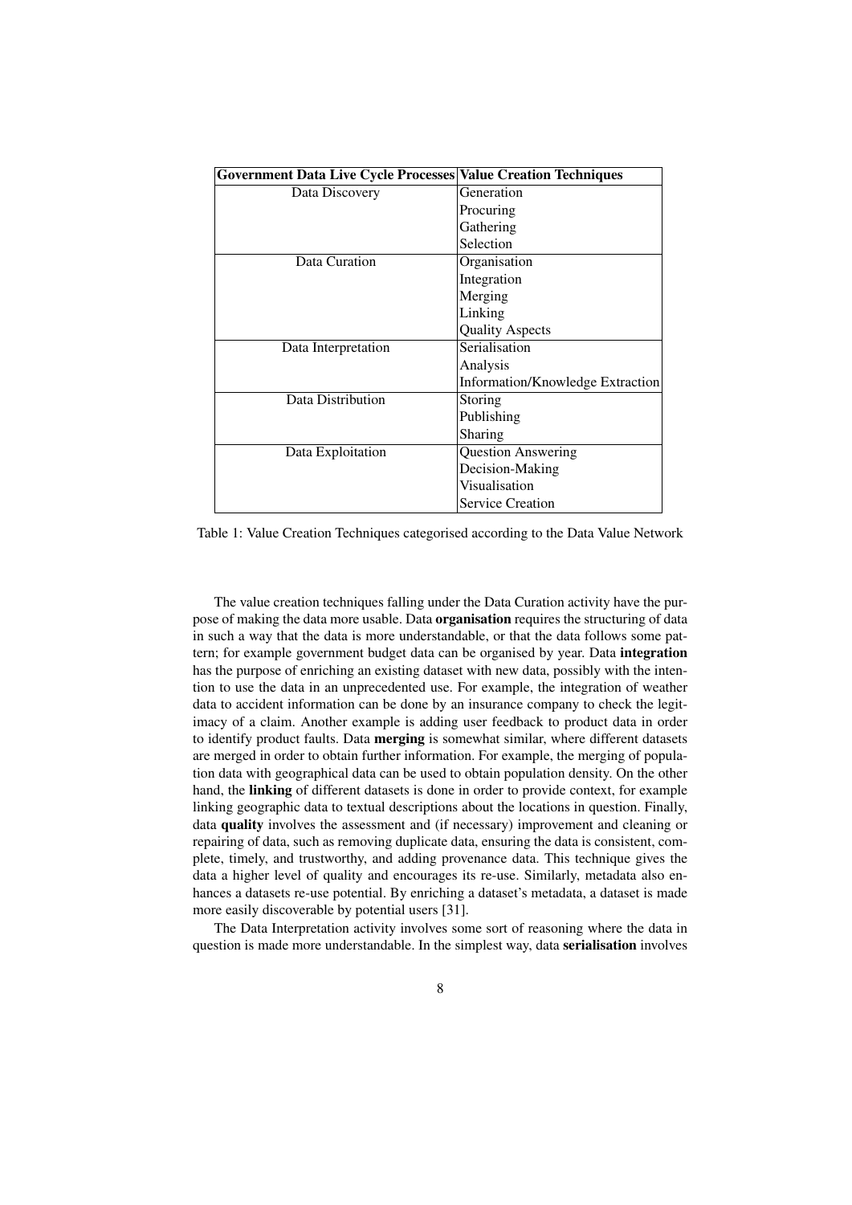| Government Data Live Cycle Processes | Value Creation Techniques |
|---|---|
| Data Discovery | Generation |
| | Procuring |
| | Gathering |
| | Selection |
| Data Curation | Organisation |
| | Integration |
| | Merging |
| | Linking |
| | Quality Aspects |
| Data Interpretation | Serialisation |
| | Analysis |
| | Information/Knowledge Extraction |
| Data Distribution | Storing |
| | Publishing |
| | Sharing |
| Data Exploitation | Question Answering |
| | Decision-Making |
| | Visualisation |
| | Service Creation |

Table 1: Value Creation Techniques categorised according to the Data Value Network

The value creation techniques falling under the Data Curation activity have the purpose of making the data more usable. Data **organisation** requires the structuring of data in such a way that the data is more understandable, or that the data follows some pattern; for example government budget data can be organised by year. Data **integration** has the purpose of enriching an existing dataset with new data, possibly with the intention to use the data in an unprecedented use. For example, the integration of weather data to accident information can be done by an insurance company to check the legitimacy of a claim. Another example is adding user feedback to product data in order to identify product faults. Data **merging** is somewhat similar, where different datasets are merged in order to obtain further information. For example, the merging of population data with geographical data can be used to obtain population density. On the other hand, the **linking** of different datasets is done in order to provide context, for example linking geographic data to textual descriptions about the locations in question. Finally, data **quality** involves the assessment and (if necessary) improvement and cleaning or repairing of data, such as removing duplicate data, ensuring the data is consistent, complete, timely, and trustworthy, and adding provenance data. This technique gives the data a higher level of quality and encourages its re-use. Similarly, metadata also enhances a datasets re-use potential. By enriching a dataset's metadata, a dataset is made more easily discoverable by potential users [31].

The Data Interpretation activity involves some sort of reasoning where the data in question is made more understandable. In the simplest way, data **serialisation** involves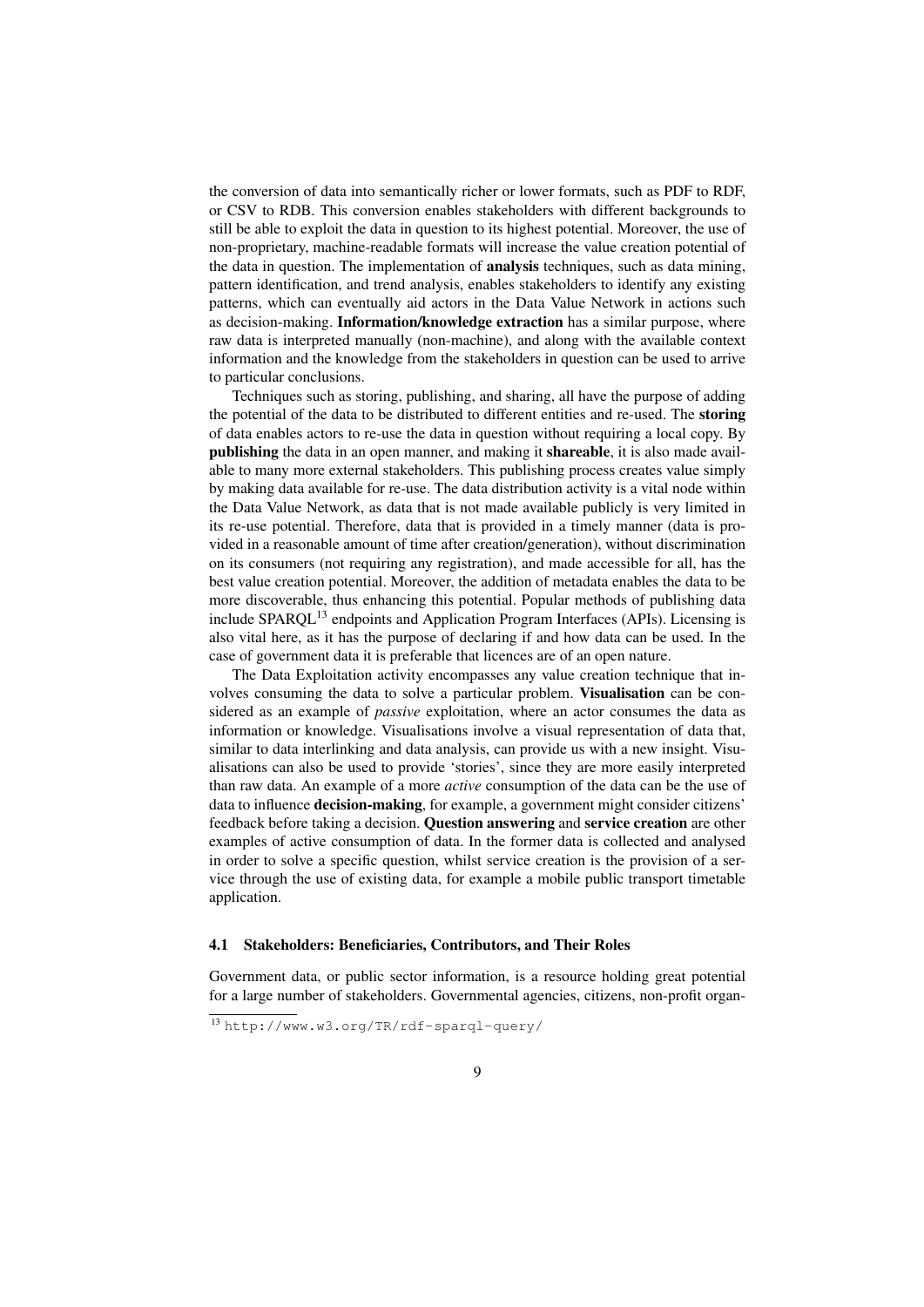the conversion of data into semantically richer or lower formats, such as PDF to RDF, or CSV to RDB. This conversion enables stakeholders with different backgrounds to still be able to exploit the data in question to its highest potential. Moreover, the use of non-proprietary, machine-readable formats will increase the value creation potential of the data in question. The implementation of **analysis** techniques, such as data mining, pattern identification, and trend analysis, enables stakeholders to identify any existing patterns, which can eventually aid actors in the Data Value Network in actions such as decision-making. **Information/knowledge extraction** has a similar purpose, where raw data is interpreted manually (non-machine), and along with the available context information and the knowledge from the stakeholders in question can be used to arrive to particular conclusions.

Techniques such as storing, publishing, and sharing, all have the purpose of adding the potential of the data to be distributed to different entities and re-used. The **storing** of data enables actors to re-use the data in question without requiring a local copy. By **publishing** the data in an open manner, and making it **shareable**, it is also made available to many more external stakeholders. This publishing process creates value simply by making data available for re-use. The data distribution activity is a vital node within the Data Value Network, as data that is not made available publicly is very limited in its re-use potential. Therefore, data that is provided in a timely manner (data is provided in a reasonable amount of time after creation/generation), without discrimination on its consumers (not requiring any registration), and made accessible for all, has the best value creation potential. Moreover, the addition of metadata enables the data to be more discoverable, thus enhancing this potential. Popular methods of publishing data include SPARQL[13] endpoints and Application Program Interfaces (APIs). Licensing is also vital here, as it has the purpose of declaring if and how data can be used. In the case of government data it is preferable that licences are of an open nature.

The Data Exploitation activity encompasses any value creation technique that involves consuming the data to solve a particular problem. **Visualisation** can be considered as an example of *passive* exploitation, where an actor consumes the data as information or knowledge. Visualisations involve a visual representation of data that, similar to data interlinking and data analysis, can provide us with a new insight. Visualisations can also be used to provide 'stories', since they are more easily interpreted than raw data. An example of a more *active* consumption of the data can be the use of data to influence **decision-making**, for example, a government might consider citizens' feedback before taking a decision. **Question answering** and **service creation** are other examples of active consumption of data. In the former data is collected and analysed in order to solve a specific question, whilst service creation is the provision of a service through the use of existing data, for example a mobile public transport timetable application.

### 4.1 Stakeholders: Beneficiaries, Contributors, and Their Roles

Government data, or public sector information, is a resource holding great potential for a large number of stakeholders. Governmental agencies, citizens, non-profit organ-

[13] `http://www.w3.org/TR/rdf-sparql-query/`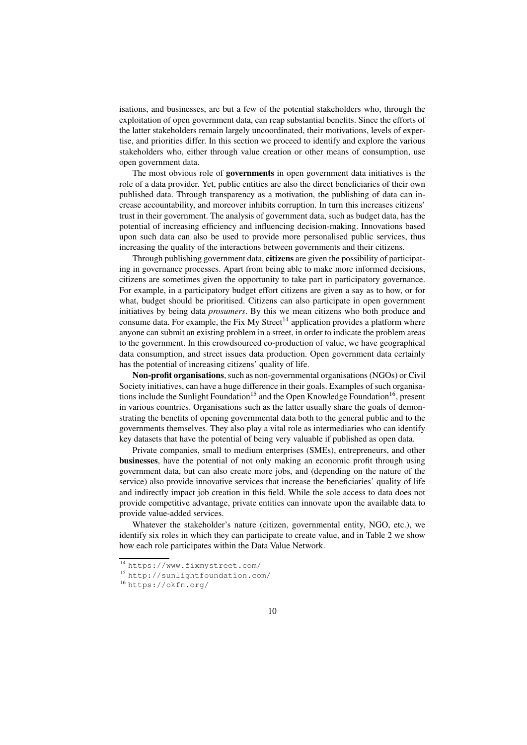isations, and businesses, are but a few of the potential stakeholders who, through the exploitation of open government data, can reap substantial benefits. Since the efforts of the latter stakeholders remain largely uncoordinated, their motivations, levels of expertise, and priorities differ. In this section we proceed to identify and explore the various stakeholders who, either through value creation or other means of consumption, use open government data.

The most obvious role of **governments** in open government data initiatives is the role of a data provider. Yet, public entities are also the direct beneficiaries of their own published data. Through transparency as a motivation, the publishing of data can increase accountability, and moreover inhibits corruption. In turn this increases citizens' trust in their government. The analysis of government data, such as budget data, has the potential of increasing efficiency and influencing decision-making. Innovations based upon such data can also be used to provide more personalised public services, thus increasing the quality of the interactions between governments and their citizens.

Through publishing government data, **citizens** are given the possibility of participating in governance processes. Apart from being able to make more informed decisions, citizens are sometimes given the opportunity to take part in participatory governance. For example, in a participatory budget effort citizens are given a say as to how, or for what, budget should be prioritised. Citizens can also participate in open government initiatives by being data *prosumers*. By this we mean citizens who both produce and consume data. For example, the Fix My Street[14] application provides a platform where anyone can submit an existing problem in a street, in order to indicate the problem areas to the government. In this crowdsourced co-production of value, we have geographical data consumption, and street issues data production. Open government data certainly has the potential of increasing citizens' quality of life.

**Non-profit organisations**, such as non-governmental organisations (NGOs) or Civil Society initiatives, can have a huge difference in their goals. Examples of such organisations include the Sunlight Foundation[15] and the Open Knowledge Foundation[16], present in various countries. Organisations such as the latter usually share the goals of demonstrating the benefits of opening governmental data both to the general public and to the governments themselves. They also play a vital role as intermediaries who can identify key datasets that have the potential of being very valuable if published as open data.

Private companies, small to medium enterprises (SMEs), entrepreneurs, and other **businesses**, have the potential of not only making an economic profit through using government data, but can also create more jobs, and (depending on the nature of the service) also provide innovative services that increase the beneficiaries' quality of life and indirectly impact job creation in this field. While the sole access to data does not provide competitive advantage, private entities can innovate upon the available data to provide value-added services.

Whatever the stakeholder's nature (citizen, governmental entity, NGO, etc.), we identify six roles in which they can participate to create value, and in Table 2 we show how each role participates within the Data Value Network.

[14] `https://www.fixmystreet.com/`

[15] `http://sunlightfoundation.com/`

[16] `https://okfn.org/`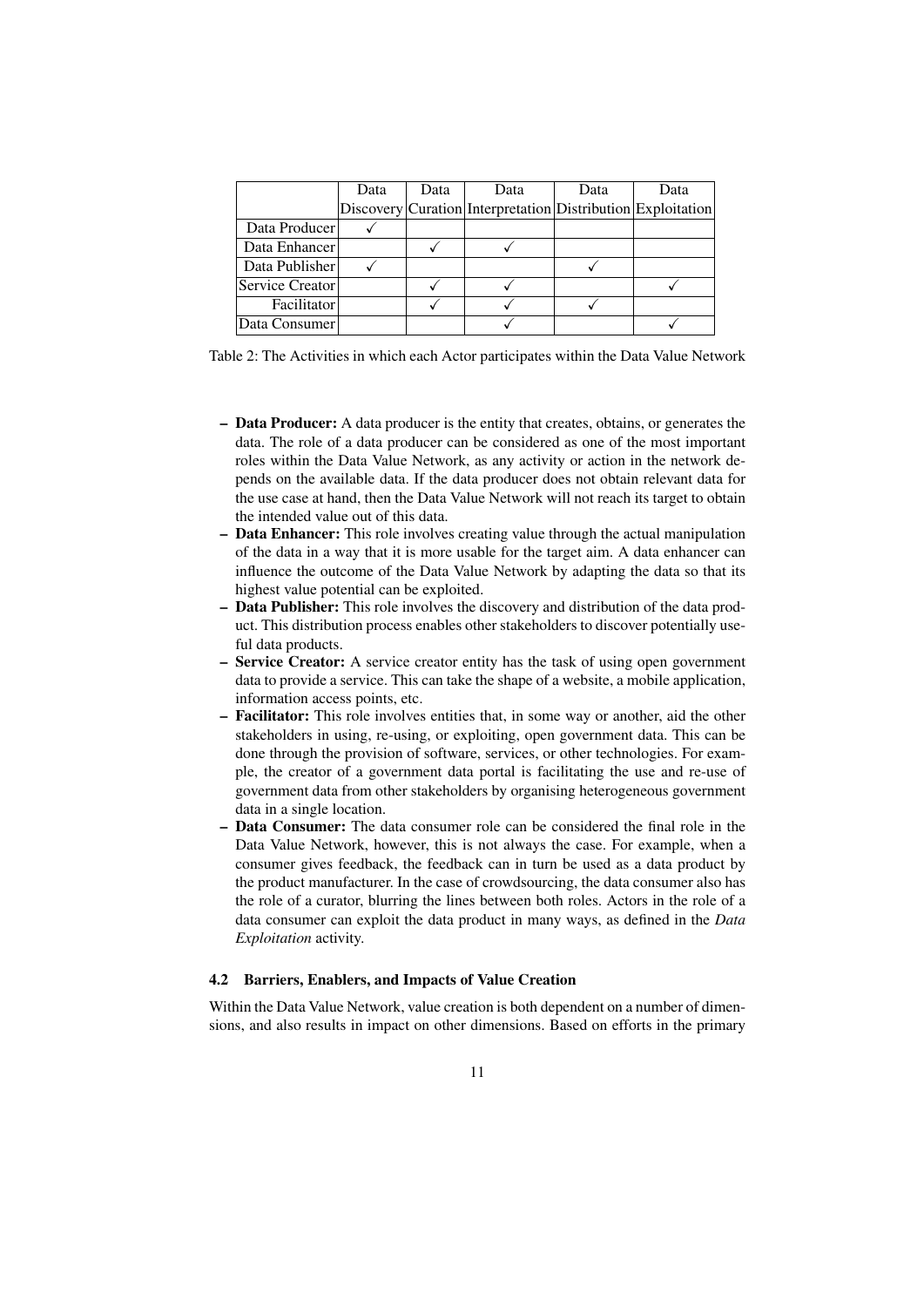| | Data Discovery | Data Curation | Data Interpretation | Data Distribution | Data Exploitation |
|---|---|---|---|---|---|
| Data Producer | ✓ | | | | |
| Data Enhancer | | ✓ | ✓ | | |
| Data Publisher | ✓ | | | ✓ | |
| Service Creator | | ✓ | ✓ | | ✓ |
| Facilitator | | ✓ | ✓ | ✓ | |
| Data Consumer | | | ✓ | | ✓ |

Table 2: The Activities in which each Actor participates within the Data Value Network

- **Data Producer:** A data producer is the entity that creates, obtains, or generates the data. The role of a data producer can be considered as one of the most important roles within the Data Value Network, as any activity or action in the network depends on the available data. If the data producer does not obtain relevant data for the use case at hand, then the Data Value Network will not reach its target to obtain the intended value out of this data.
- **Data Enhancer:** This role involves creating value through the actual manipulation of the data in a way that it is more usable for the target aim. A data enhancer can influence the outcome of the Data Value Network by adapting the data so that its highest value potential can be exploited.
- **Data Publisher:** This role involves the discovery and distribution of the data product. This distribution process enables other stakeholders to discover potentially useful data products.
- **Service Creator:** A service creator entity has the task of using open government data to provide a service. This can take the shape of a website, a mobile application, information access points, etc.
- **Facilitator:** This role involves entities that, in some way or another, aid the other stakeholders in using, re-using, or exploiting, open government data. This can be done through the provision of software, services, or other technologies. For example, the creator of a government data portal is facilitating the use and re-use of government data from other stakeholders by organising heterogeneous government data in a single location.
- **Data Consumer:** The data consumer role can be considered the final role in the Data Value Network, however, this is not always the case. For example, when a consumer gives feedback, the feedback can in turn be used as a data product by the product manufacturer. In the case of crowdsourcing, the data consumer also has the role of a curator, blurring the lines between both roles. Actors in the role of a data consumer can exploit the data product in many ways, as defined in the *Data Exploitation* activity.

### 4.2 Barriers, Enablers, and Impacts of Value Creation

Within the Data Value Network, value creation is both dependent on a number of dimensions, and also results in impact on other dimensions. Based on efforts in the primary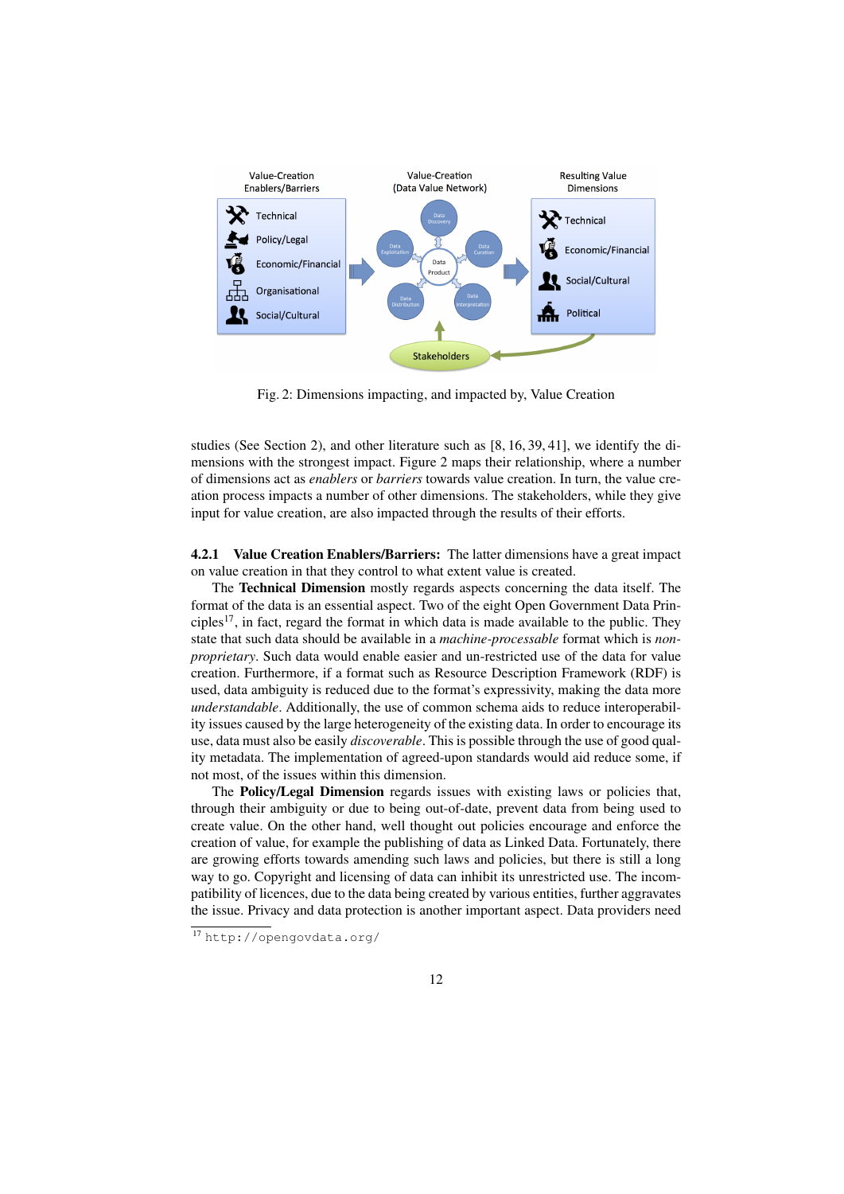Value-Creation Enablers/Barriers

Technical

Policy/Legal

Economic/Financial

Organisational

Social/Cultural

Value-Creation (Data Value Network)

Data Discovery

Data Exploitation

Data Curation

Data Product

Data Distribution

Data Interpretation

Resulting Value Dimensions

Technical

Economic/Financial

Social/Cultural

Political

Stakeholders

Fig. 2: Dimensions impacting, and impacted by, Value Creation

studies (See Section 2), and other literature such as [8, 16, 39, 41], we identify the dimensions with the strongest impact. Figure 2 maps their relationship, where a number of dimensions act as *enablers* or *barriers* towards value creation. In turn, the value creation process impacts a number of other dimensions. The stakeholders, while they give input for value creation, are also impacted through the results of their efforts.

**4.2.1 Value Creation Enablers/Barriers:** The latter dimensions have a great impact on value creation in that they control to what extent value is created.

The **Technical Dimension** mostly regards aspects concerning the data itself. The format of the data is an essential aspect. Two of the eight Open Government Data Principles[17], in fact, regard the format in which data is made available to the public. They state that such data should be available in a *machine-processable* format which is *non-proprietary*. Such data would enable easier and un-restricted use of the data for value creation. Furthermore, if a format such as Resource Description Framework (RDF) is used, data ambiguity is reduced due to the format's expressivity, making the data more *understandable*. Additionally, the use of common schema aids to reduce interoperability issues caused by the large heterogeneity of the existing data. In order to encourage its use, data must also be easily *discoverable*. This is possible through the use of good quality metadata. The implementation of agreed-upon standards would aid reduce some, if not most, of the issues within this dimension.

The **Policy/Legal Dimension** regards issues with existing laws or policies that, through their ambiguity or due to being out-of-date, prevent data from being used to create value. On the other hand, well thought out policies encourage and enforce the creation of value, for example the publishing of data as Linked Data. Fortunately, there are growing efforts towards amending such laws and policies, but there is still a long way to go. Copyright and licensing of data can inhibit its unrestricted use. The incompatibility of licences, due to the data being created by various entities, further aggravates the issue. Privacy and data protection is another important aspect. Data providers need

[17] http://opengovdata.org/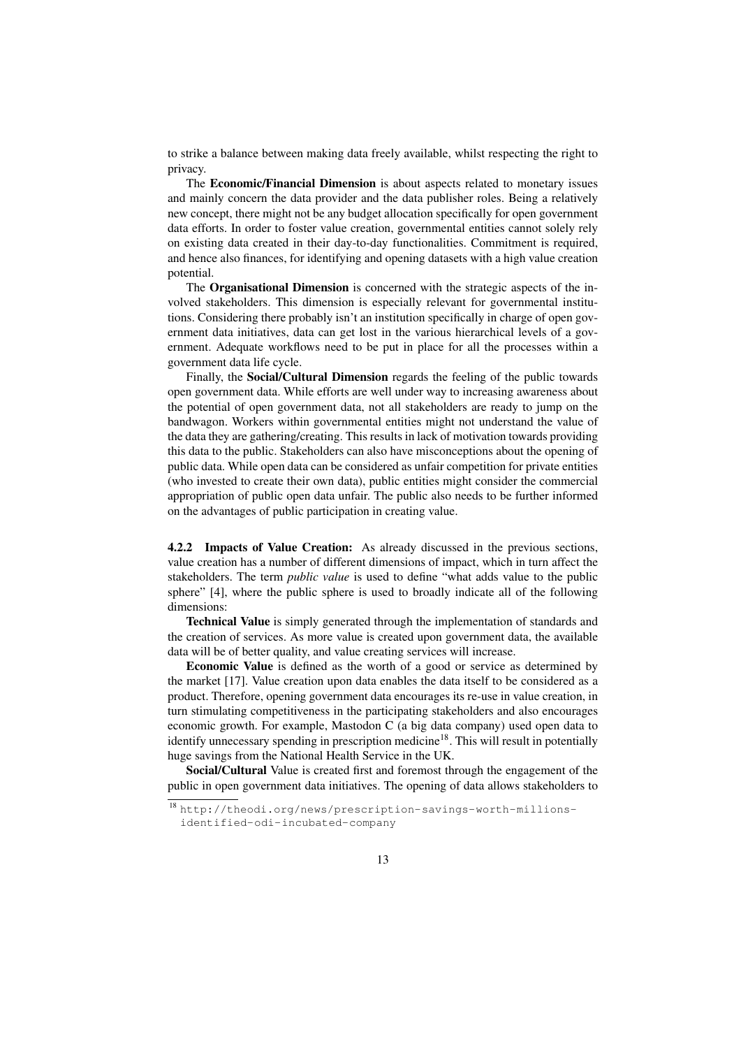to strike a balance between making data freely available, whilst respecting the right to privacy.

The **Economic/Financial Dimension** is about aspects related to monetary issues and mainly concern the data provider and the data publisher roles. Being a relatively new concept, there might not be any budget allocation specifically for open government data efforts. In order to foster value creation, governmental entities cannot solely rely on existing data created in their day-to-day functionalities. Commitment is required, and hence also finances, for identifying and opening datasets with a high value creation potential.

The **Organisational Dimension** is concerned with the strategic aspects of the involved stakeholders. This dimension is especially relevant for governmental institutions. Considering there probably isn't an institution specifically in charge of open government data initiatives, data can get lost in the various hierarchical levels of a government. Adequate workflows need to be put in place for all the processes within a government data life cycle.

Finally, the **Social/Cultural Dimension** regards the feeling of the public towards open government data. While efforts are well under way to increasing awareness about the potential of open government data, not all stakeholders are ready to jump on the bandwagon. Workers within governmental entities might not understand the value of the data they are gathering/creating. This results in lack of motivation towards providing this data to the public. Stakeholders can also have misconceptions about the opening of public data. While open data can be considered as unfair competition for private entities (who invested to create their own data), public entities might consider the commercial appropriation of public open data unfair. The public also needs to be further informed on the advantages of public participation in creating value.

**4.2.2 Impacts of Value Creation:** As already discussed in the previous sections, value creation has a number of different dimensions of impact, which in turn affect the stakeholders. The term *public value* is used to define "what adds value to the public sphere" [4], where the public sphere is used to broadly indicate all of the following dimensions:

**Technical Value** is simply generated through the implementation of standards and the creation of services. As more value is created upon government data, the available data will be of better quality, and value creating services will increase.

**Economic Value** is defined as the worth of a good or service as determined by the market [17]. Value creation upon data enables the data itself to be considered as a product. Therefore, opening government data encourages its re-use in value creation, in turn stimulating competitiveness in the participating stakeholders and also encourages economic growth. For example, Mastodon C (a big data company) used open data to identify unnecessary spending in prescription medicine[18]. This will result in potentially huge savings from the National Health Service in the UK.

**Social/Cultural** Value is created first and foremost through the engagement of the public in open government data initiatives. The opening of data allows stakeholders to

[18] http://theodi.org/news/prescription-savings-worth-millions-identified-odi-incubated-company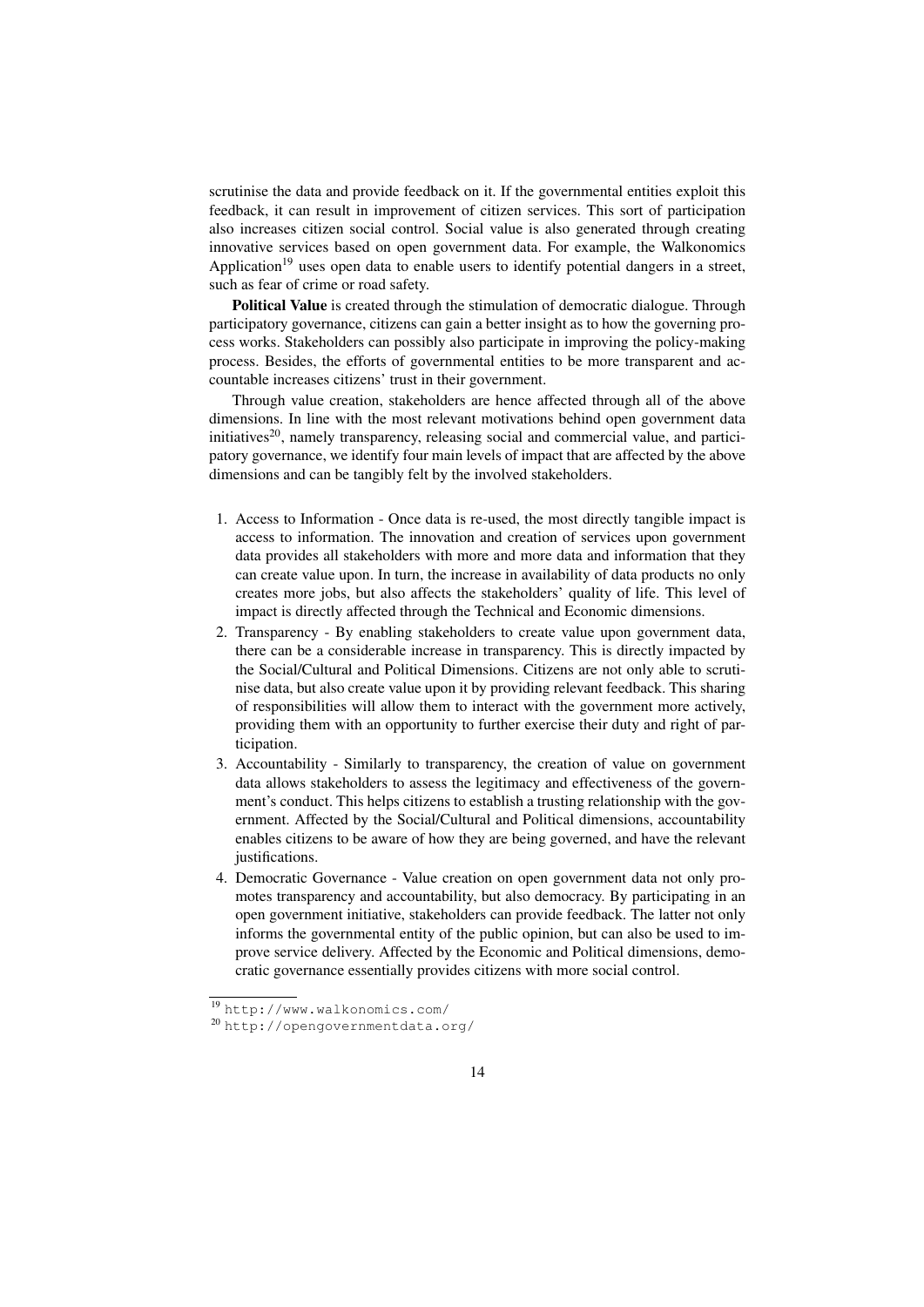scrutinise the data and provide feedback on it. If the governmental entities exploit this feedback, it can result in improvement of citizen services. This sort of participation also increases citizen social control. Social value is also generated through creating innovative services based on open government data. For example, the Walkonomics Application[19] uses open data to enable users to identify potential dangers in a street, such as fear of crime or road safety.

**Political Value** is created through the stimulation of democratic dialogue. Through participatory governance, citizens can gain a better insight as to how the governing process works. Stakeholders can possibly also participate in improving the policy-making process. Besides, the efforts of governmental entities to be more transparent and accountable increases citizens' trust in their government.

Through value creation, stakeholders are hence affected through all of the above dimensions. In line with the most relevant motivations behind open government data initiatives[20], namely transparency, releasing social and commercial value, and participatory governance, we identify four main levels of impact that are affected by the above dimensions and can be tangibly felt by the involved stakeholders.

1. Access to Information - Once data is re-used, the most directly tangible impact is access to information. The innovation and creation of services upon government data provides all stakeholders with more and more data and information that they can create value upon. In turn, the increase in availability of data products no only creates more jobs, but also affects the stakeholders' quality of life. This level of impact is directly affected through the Technical and Economic dimensions.
2. Transparency - By enabling stakeholders to create value upon government data, there can be a considerable increase in transparency. This is directly impacted by the Social/Cultural and Political Dimensions. Citizens are not only able to scrutinise data, but also create value upon it by providing relevant feedback. This sharing of responsibilities will allow them to interact with the government more actively, providing them with an opportunity to further exercise their duty and right of participation.
3. Accountability - Similarly to transparency, the creation of value on government data allows stakeholders to assess the legitimacy and effectiveness of the government's conduct. This helps citizens to establish a trusting relationship with the government. Affected by the Social/Cultural and Political dimensions, accountability enables citizens to be aware of how they are being governed, and have the relevant justifications.
4. Democratic Governance - Value creation on open government data not only promotes transparency and accountability, but also democracy. By participating in an open government initiative, stakeholders can provide feedback. The latter not only informs the governmental entity of the public opinion, but can also be used to improve service delivery. Affected by the Economic and Political dimensions, democratic governance essentially provides citizens with more social control.

[19] http://www.walkonomics.com/

[20] http://opengovernmentdata.org/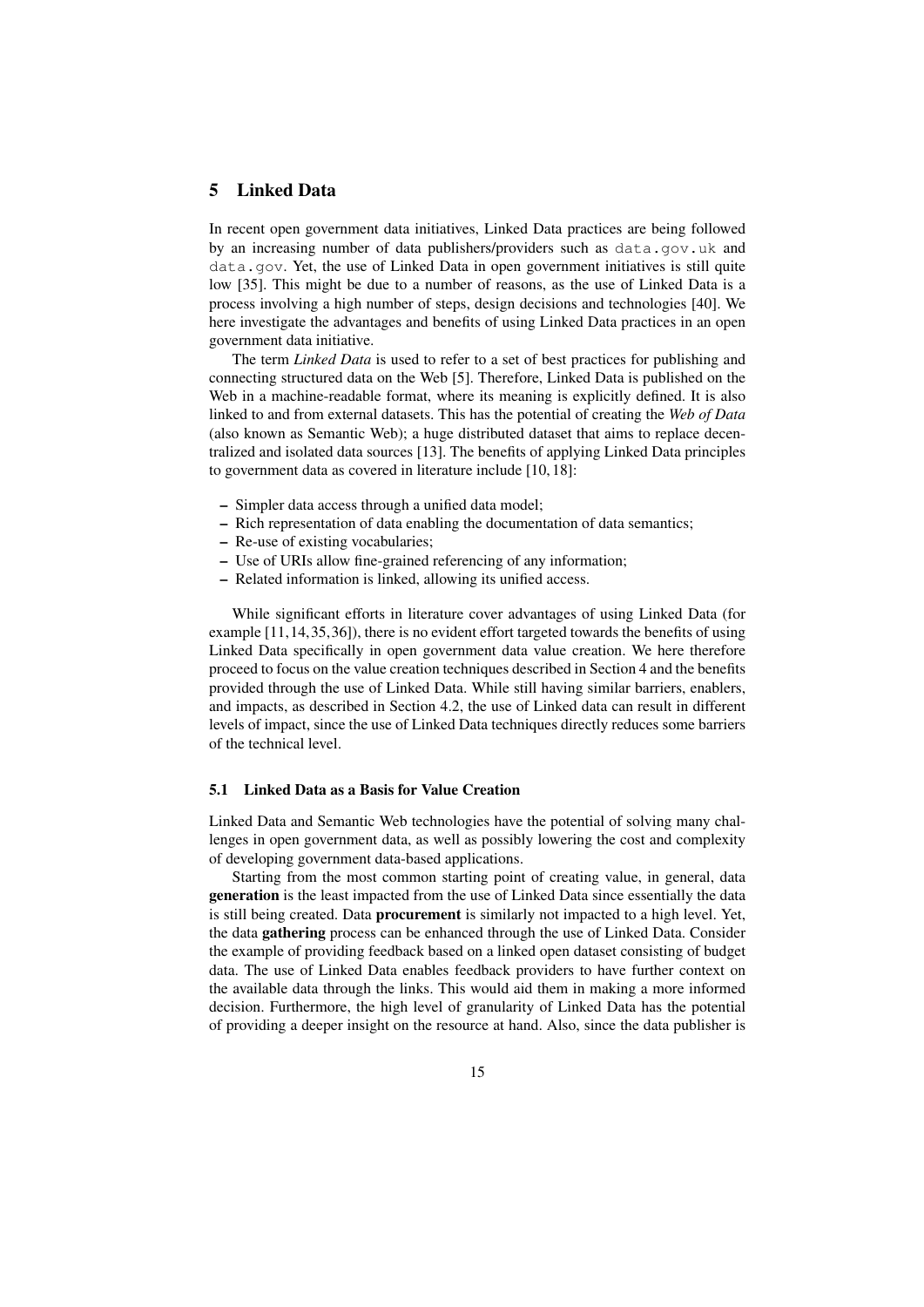## 5 Linked Data

In recent open government data initiatives, Linked Data practices are being followed by an increasing number of data publishers/providers such as `data.gov.uk` and `data.gov`. Yet, the use of Linked Data in open government initiatives is still quite low [35]. This might be due to a number of reasons, as the use of Linked Data is a process involving a high number of steps, design decisions and technologies [40]. We here investigate the advantages and benefits of using Linked Data practices in an open government data initiative.

The term *Linked Data* is used to refer to a set of best practices for publishing and connecting structured data on the Web [5]. Therefore, Linked Data is published on the Web in a machine-readable format, where its meaning is explicitly defined. It is also linked to and from external datasets. This has the potential of creating the *Web of Data* (also known as Semantic Web); a huge distributed dataset that aims to replace decentralized and isolated data sources [13]. The benefits of applying Linked Data principles to government data as covered in literature include [10, 18]:

- Simpler data access through a unified data model;
- Rich representation of data enabling the documentation of data semantics;
- Re-use of existing vocabularies;
- Use of URIs allow fine-grained referencing of any information;
- Related information is linked, allowing its unified access.

While significant efforts in literature cover advantages of using Linked Data (for example [11, 14, 35, 36]), there is no evident effort targeted towards the benefits of using Linked Data specifically in open government data value creation. We here therefore proceed to focus on the value creation techniques described in Section 4 and the benefits provided through the use of Linked Data. While still having similar barriers, enablers, and impacts, as described in Section 4.2, the use of Linked data can result in different levels of impact, since the use of Linked Data techniques directly reduces some barriers of the technical level.

### 5.1 Linked Data as a Basis for Value Creation

Linked Data and Semantic Web technologies have the potential of solving many challenges in open government data, as well as possibly lowering the cost and complexity of developing government data-based applications.

Starting from the most common starting point of creating value, in general, data **generation** is the least impacted from the use of Linked Data since essentially the data is still being created. Data **procurement** is similarly not impacted to a high level. Yet, the data **gathering** process can be enhanced through the use of Linked Data. Consider the example of providing feedback based on a linked open dataset consisting of budget data. The use of Linked Data enables feedback providers to have further context on the available data through the links. This would aid them in making a more informed decision. Furthermore, the high level of granularity of Linked Data has the potential of providing a deeper insight on the resource at hand. Also, since the data publisher is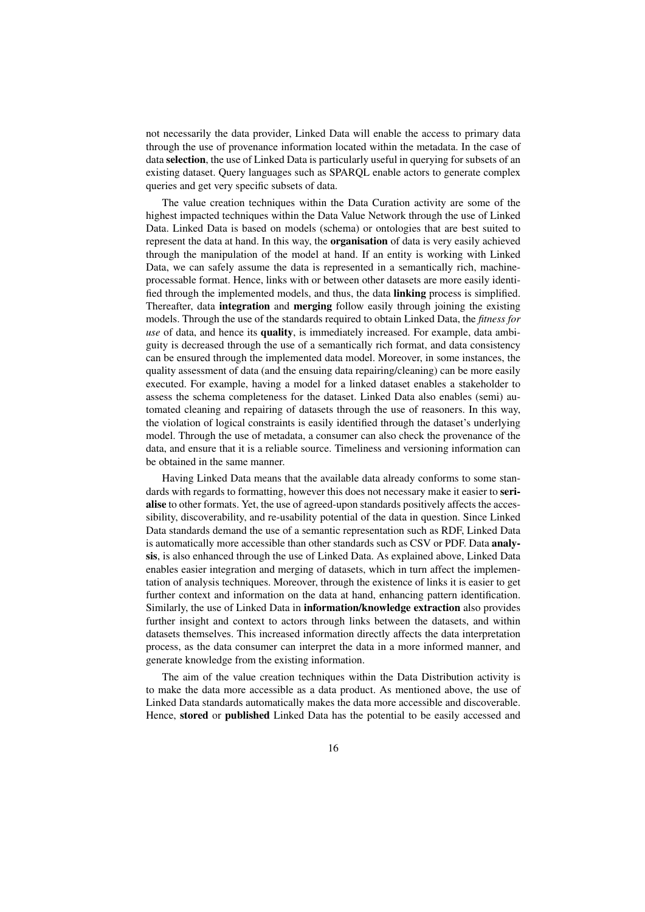not necessarily the data provider, Linked Data will enable the access to primary data through the use of provenance information located within the metadata. In the case of data **selection**, the use of Linked Data is particularly useful in querying for subsets of an existing dataset. Query languages such as SPARQL enable actors to generate complex queries and get very specific subsets of data.

The value creation techniques within the Data Curation activity are some of the highest impacted techniques within the Data Value Network through the use of Linked Data. Linked Data is based on models (schema) or ontologies that are best suited to represent the data at hand. In this way, the **organisation** of data is very easily achieved through the manipulation of the model at hand. If an entity is working with Linked Data, we can safely assume the data is represented in a semantically rich, machine-processable format. Hence, links with or between other datasets are more easily identified through the implemented models, and thus, the data **linking** process is simplified. Thereafter, data **integration** and **merging** follow easily through joining the existing models. Through the use of the standards required to obtain Linked Data, the *fitness for use* of data, and hence its **quality**, is immediately increased. For example, data ambiguity is decreased through the use of a semantically rich format, and data consistency can be ensured through the implemented data model. Moreover, in some instances, the quality assessment of data (and the ensuing data repairing/cleaning) can be more easily executed. For example, having a model for a linked dataset enables a stakeholder to assess the schema completeness for the dataset. Linked Data also enables (semi) automated cleaning and repairing of datasets through the use of reasoners. In this way, the violation of logical constraints is easily identified through the dataset's underlying model. Through the use of metadata, a consumer can also check the provenance of the data, and ensure that it is a reliable source. Timeliness and versioning information can be obtained in the same manner.

Having Linked Data means that the available data already conforms to some standards with regards to formatting, however this does not necessary make it easier to **serialise** to other formats. Yet, the use of agreed-upon standards positively affects the accessibility, discoverability, and re-usability potential of the data in question. Since Linked Data standards demand the use of a semantic representation such as RDF, Linked Data is automatically more accessible than other standards such as CSV or PDF. Data **analysis**, is also enhanced through the use of Linked Data. As explained above, Linked Data enables easier integration and merging of datasets, which in turn affect the implementation of analysis techniques. Moreover, through the existence of links it is easier to get further context and information on the data at hand, enhancing pattern identification. Similarly, the use of Linked Data in **information/knowledge extraction** also provides further insight and context to actors through links between the datasets, and within datasets themselves. This increased information directly affects the data interpretation process, as the data consumer can interpret the data in a more informed manner, and generate knowledge from the existing information.

The aim of the value creation techniques within the Data Distribution activity is to make the data more accessible as a data product. As mentioned above, the use of Linked Data standards automatically makes the data more accessible and discoverable. Hence, **stored** or **published** Linked Data has the potential to be easily accessed and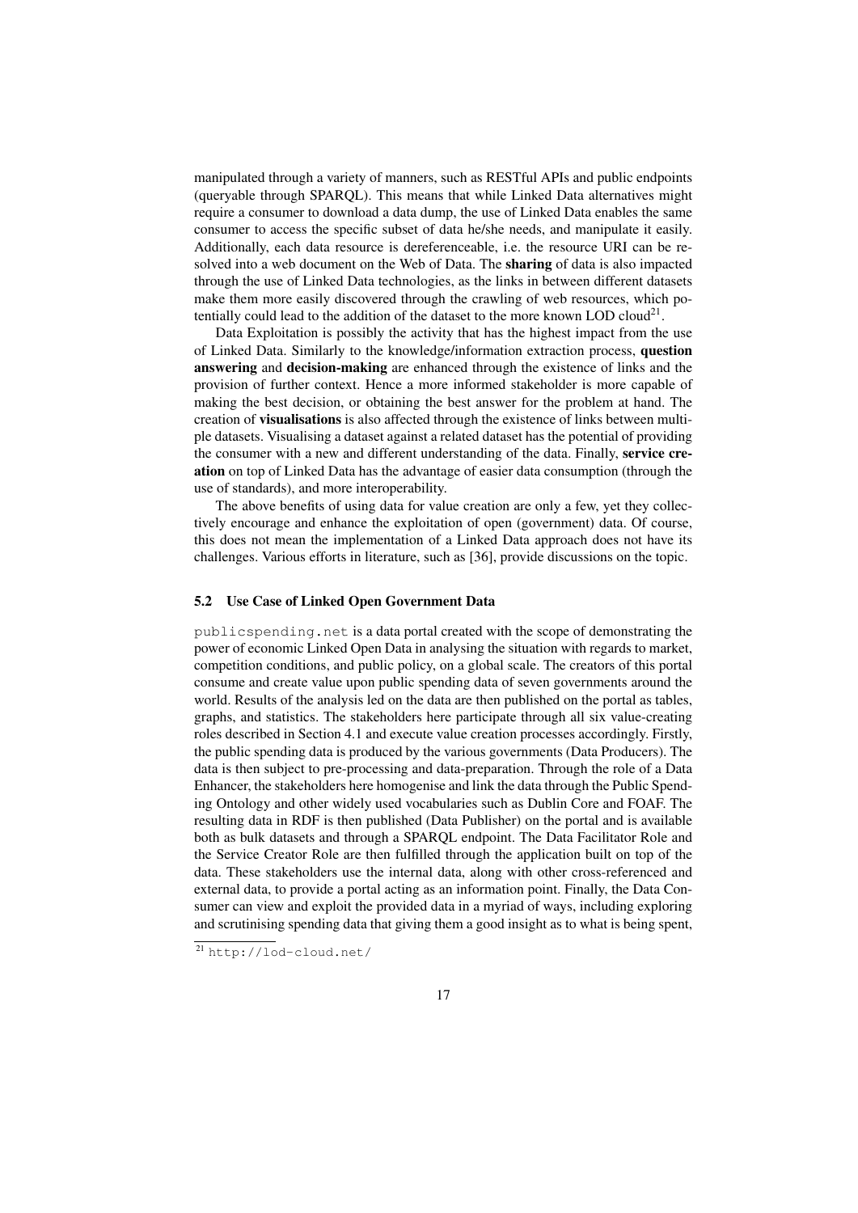manipulated through a variety of manners, such as RESTful APIs and public endpoints (queryable through SPARQL). This means that while Linked Data alternatives might require a consumer to download a data dump, the use of Linked Data enables the same consumer to access the specific subset of data he/she needs, and manipulate it easily. Additionally, each data resource is dereferenceable, i.e. the resource URI can be resolved into a web document on the Web of Data. The **sharing** of data is also impacted through the use of Linked Data technologies, as the links in between different datasets make them more easily discovered through the crawling of web resources, which potentially could lead to the addition of the dataset to the more known LOD cloud[21].

Data Exploitation is possibly the activity that has the highest impact from the use of Linked Data. Similarly to the knowledge/information extraction process, **question answering** and **decision-making** are enhanced through the existence of links and the provision of further context. Hence a more informed stakeholder is more capable of making the best decision, or obtaining the best answer for the problem at hand. The creation of **visualisations** is also affected through the existence of links between multiple datasets. Visualising a dataset against a related dataset has the potential of providing the consumer with a new and different understanding of the data. Finally, **service creation** on top of Linked Data has the advantage of easier data consumption (through the use of standards), and more interoperability.

The above benefits of using data for value creation are only a few, yet they collectively encourage and enhance the exploitation of open (government) data. Of course, this does not mean the implementation of a Linked Data approach does not have its challenges. Various efforts in literature, such as [36], provide discussions on the topic.

### 5.2 Use Case of Linked Open Government Data

`publicspending.net` is a data portal created with the scope of demonstrating the power of economic Linked Open Data in analysing the situation with regards to market, competition conditions, and public policy, on a global scale. The creators of this portal consume and create value upon public spending data of seven governments around the world. Results of the analysis led on the data are then published on the portal as tables, graphs, and statistics. The stakeholders here participate through all six value-creating roles described in Section 4.1 and execute value creation processes accordingly. Firstly, the public spending data is produced by the various governments (Data Producers). The data is then subject to pre-processing and data-preparation. Through the role of a Data Enhancer, the stakeholders here homogenise and link the data through the Public Spending Ontology and other widely used vocabularies such as Dublin Core and FOAF. The resulting data in RDF is then published (Data Publisher) on the portal and is available both as bulk datasets and through a SPARQL endpoint. The Data Facilitator Role and the Service Creator Role are then fulfilled through the application built on top of the data. These stakeholders use the internal data, along with other cross-referenced and external data, to provide a portal acting as an information point. Finally, the Data Consumer can view and exploit the provided data in a myriad of ways, including exploring and scrutinising spending data that giving them a good insight as to what is being spent,

[21] `http://lod-cloud.net/`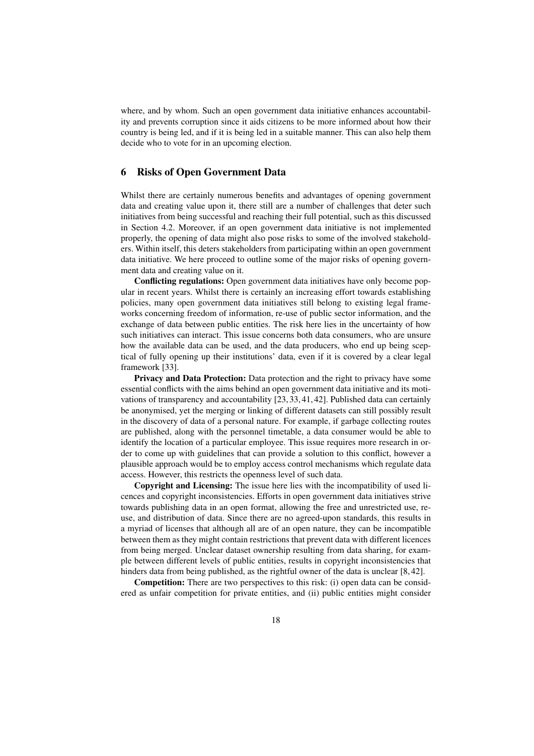where, and by whom. Such an open government data initiative enhances accountability and prevents corruption since it aids citizens to be more informed about how their country is being led, and if it is being led in a suitable manner. This can also help them decide who to vote for in an upcoming election.

## 6 Risks of Open Government Data

Whilst there are certainly numerous benefits and advantages of opening government data and creating value upon it, there still are a number of challenges that deter such initiatives from being successful and reaching their full potential, such as this discussed in Section 4.2. Moreover, if an open government data initiative is not implemented properly, the opening of data might also pose risks to some of the involved stakeholders. Within itself, this deters stakeholders from participating within an open government data initiative. We here proceed to outline some of the major risks of opening government data and creating value on it.

**Conflicting regulations:** Open government data initiatives have only become popular in recent years. Whilst there is certainly an increasing effort towards establishing policies, many open government data initiatives still belong to existing legal frameworks concerning freedom of information, re-use of public sector information, and the exchange of data between public entities. The risk here lies in the uncertainty of how such initiatives can interact. This issue concerns both data consumers, who are unsure how the available data can be used, and the data producers, who end up being sceptical of fully opening up their institutions' data, even if it is covered by a clear legal framework [33].

**Privacy and Data Protection:** Data protection and the right to privacy have some essential conflicts with the aims behind an open government data initiative and its motivations of transparency and accountability [23, 33, 41, 42]. Published data can certainly be anonymised, yet the merging or linking of different datasets can still possibly result in the discovery of data of a personal nature. For example, if garbage collecting routes are published, along with the personnel timetable, a data consumer would be able to identify the location of a particular employee. This issue requires more research in order to come up with guidelines that can provide a solution to this conflict, however a plausible approach would be to employ access control mechanisms which regulate data access. However, this restricts the openness level of such data.

**Copyright and Licensing:** The issue here lies with the incompatibility of used licences and copyright inconsistencies. Efforts in open government data initiatives strive towards publishing data in an open format, allowing the free and unrestricted use, re-use, and distribution of data. Since there are no agreed-upon standards, this results in a myriad of licenses that although all are of an open nature, they can be incompatible between them as they might contain restrictions that prevent data with different licences from being merged. Unclear dataset ownership resulting from data sharing, for example between different levels of public entities, results in copyright inconsistencies that hinders data from being published, as the rightful owner of the data is unclear [8, 42].

**Competition:** There are two perspectives to this risk: (i) open data can be considered as unfair competition for private entities, and (ii) public entities might consider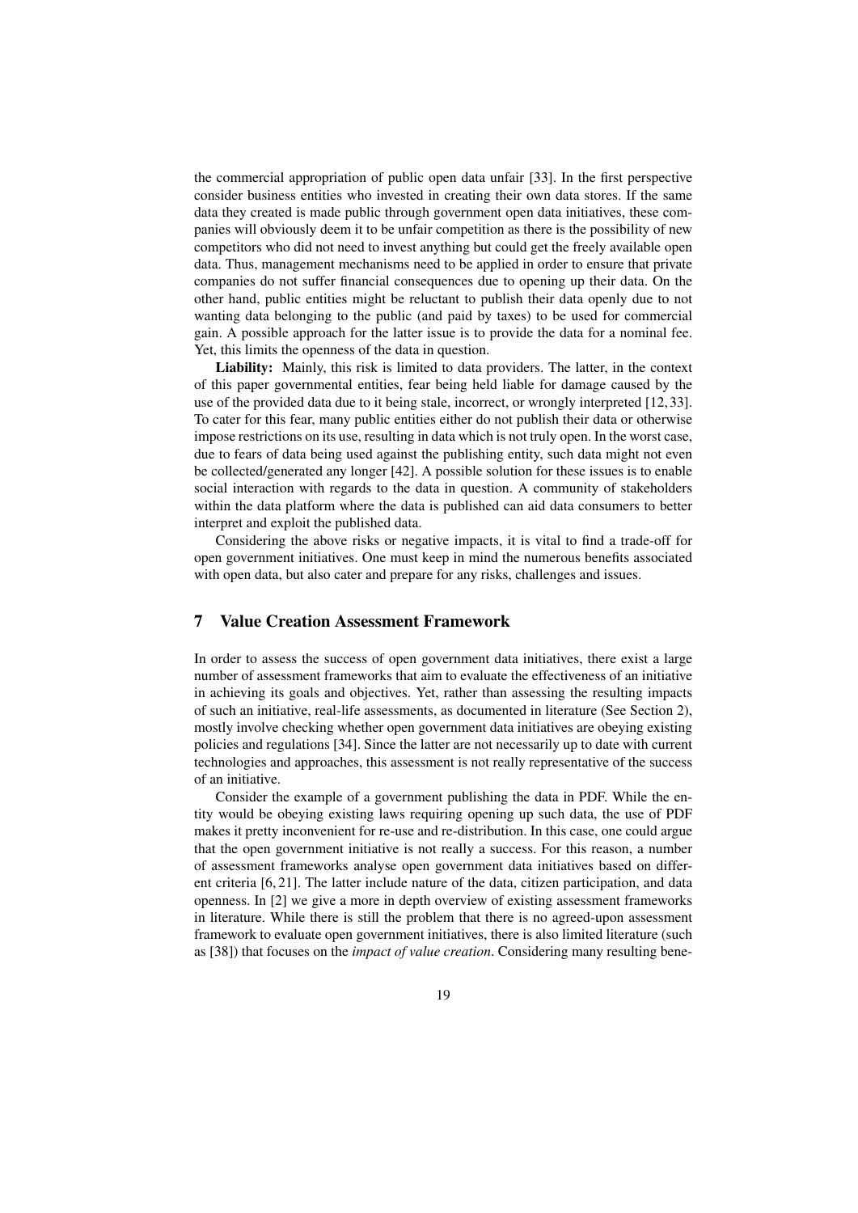the commercial appropriation of public open data unfair [33]. In the first perspective consider business entities who invested in creating their own data stores. If the same data they created is made public through government open data initiatives, these companies will obviously deem it to be unfair competition as there is the possibility of new competitors who did not need to invest anything but could get the freely available open data. Thus, management mechanisms need to be applied in order to ensure that private companies do not suffer financial consequences due to opening up their data. On the other hand, public entities might be reluctant to publish their data openly due to not wanting data belonging to the public (and paid by taxes) to be used for commercial gain. A possible approach for the latter issue is to provide the data for a nominal fee. Yet, this limits the openness of the data in question.

**Liability:** Mainly, this risk is limited to data providers. The latter, in the context of this paper governmental entities, fear being held liable for damage caused by the use of the provided data due to it being stale, incorrect, or wrongly interpreted [12, 33]. To cater for this fear, many public entities either do not publish their data or otherwise impose restrictions on its use, resulting in data which is not truly open. In the worst case, due to fears of data being used against the publishing entity, such data might not even be collected/generated any longer [42]. A possible solution for these issues is to enable social interaction with regards to the data in question. A community of stakeholders within the data platform where the data is published can aid data consumers to better interpret and exploit the published data.

Considering the above risks or negative impacts, it is vital to find a trade-off for open government initiatives. One must keep in mind the numerous benefits associated with open data, but also cater and prepare for any risks, challenges and issues.

## 7 Value Creation Assessment Framework

In order to assess the success of open government data initiatives, there exist a large number of assessment frameworks that aim to evaluate the effectiveness of an initiative in achieving its goals and objectives. Yet, rather than assessing the resulting impacts of such an initiative, real-life assessments, as documented in literature (See Section 2), mostly involve checking whether open government data initiatives are obeying existing policies and regulations [34]. Since the latter are not necessarily up to date with current technologies and approaches, this assessment is not really representative of the success of an initiative.

Consider the example of a government publishing the data in PDF. While the entity would be obeying existing laws requiring opening up such data, the use of PDF makes it pretty inconvenient for re-use and re-distribution. In this case, one could argue that the open government initiative is not really a success. For this reason, a number of assessment frameworks analyse open government data initiatives based on different criteria [6, 21]. The latter include nature of the data, citizen participation, and data openness. In [2] we give a more in depth overview of existing assessment frameworks in literature. While there is still the problem that there is no agreed-upon assessment framework to evaluate open government initiatives, there is also limited literature (such as [38]) that focuses on the *impact of value creation*. Considering many resulting bene-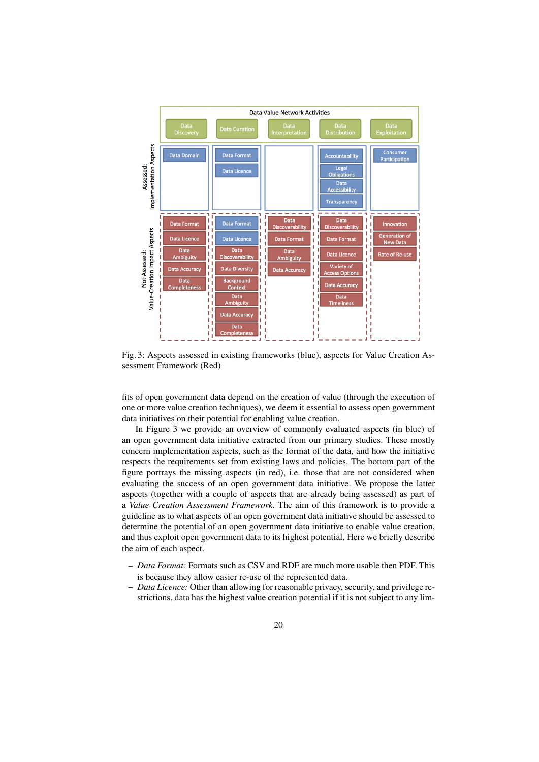Fig. 3: Aspects assessed in existing frameworks (blue), aspects for Value Creation Assessment Framework (Red)

fits of open government data depend on the creation of value (through the execution of one or more value creation techniques), we deem it essential to assess open government data initiatives on their potential for enabling value creation.

In Figure 3 we provide an overview of commonly evaluated aspects (in blue) of an open government data initiative extracted from our primary studies. These mostly concern implementation aspects, such as the format of the data, and how the initiative respects the requirements set from existing laws and policies. The bottom part of the figure portrays the missing aspects (in red), i.e. those that are not considered when evaluating the success of an open government data initiative. We propose the latter aspects (together with a couple of aspects that are already being assessed) as part of a *Value Creation Assessment Framework*. The aim of this framework is to provide a guideline as to what aspects of an open government data initiative should be assessed to determine the potential of an open government data initiative to enable value creation, and thus exploit open government data to its highest potential. Here we briefly describe the aim of each aspect.

- *Data Format:* Formats such as CSV and RDF are much more usable then PDF. This is because they allow easier re-use of the represented data.
- *Data Licence:* Other than allowing for reasonable privacy, security, and privilege restrictions, data has the highest value creation potential if it is not subject to any lim-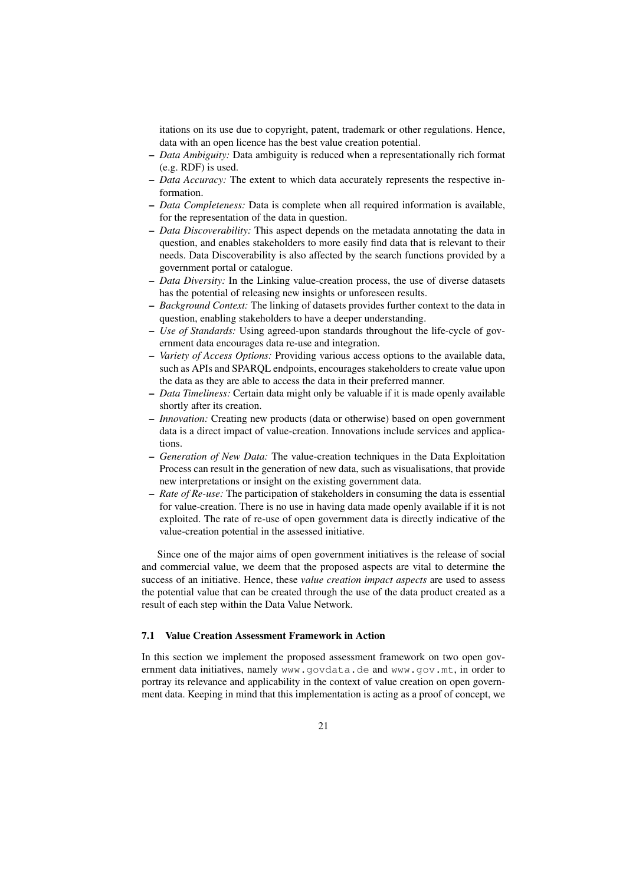itations on its use due to copyright, patent, trademark or other regulations. Hence, data with an open licence has the best value creation potential.

- *Data Ambiguity:* Data ambiguity is reduced when a representationally rich format (e.g. RDF) is used.
- *Data Accuracy:* The extent to which data accurately represents the respective information.
- *Data Completeness:* Data is complete when all required information is available, for the representation of the data in question.
- *Data Discoverability:* This aspect depends on the metadata annotating the data in question, and enables stakeholders to more easily find data that is relevant to their needs. Data Discoverability is also affected by the search functions provided by a government portal or catalogue.
- *Data Diversity:* In the Linking value-creation process, the use of diverse datasets has the potential of releasing new insights or unforeseen results.
- *Background Context:* The linking of datasets provides further context to the data in question, enabling stakeholders to have a deeper understanding.
- *Use of Standards:* Using agreed-upon standards throughout the life-cycle of government data encourages data re-use and integration.
- *Variety of Access Options:* Providing various access options to the available data, such as APIs and SPARQL endpoints, encourages stakeholders to create value upon the data as they are able to access the data in their preferred manner.
- *Data Timeliness:* Certain data might only be valuable if it is made openly available shortly after its creation.
- *Innovation:* Creating new products (data or otherwise) based on open government data is a direct impact of value-creation. Innovations include services and applications.
- *Generation of New Data:* The value-creation techniques in the Data Exploitation Process can result in the generation of new data, such as visualisations, that provide new interpretations or insight on the existing government data.
- *Rate of Re-use:* The participation of stakeholders in consuming the data is essential for value-creation. There is no use in having data made openly available if it is not exploited. The rate of re-use of open government data is directly indicative of the value-creation potential in the assessed initiative.

Since one of the major aims of open government initiatives is the release of social and commercial value, we deem that the proposed aspects are vital to determine the success of an initiative. Hence, these *value creation impact aspects* are used to assess the potential value that can be created through the use of the data product created as a result of each step within the Data Value Network.

### 7.1 Value Creation Assessment Framework in Action

In this section we implement the proposed assessment framework on two open government data initiatives, namely `www.govdata.de` and `www.gov.mt`, in order to portray its relevance and applicability in the context of value creation on open government data. Keeping in mind that this implementation is acting as a proof of concept, we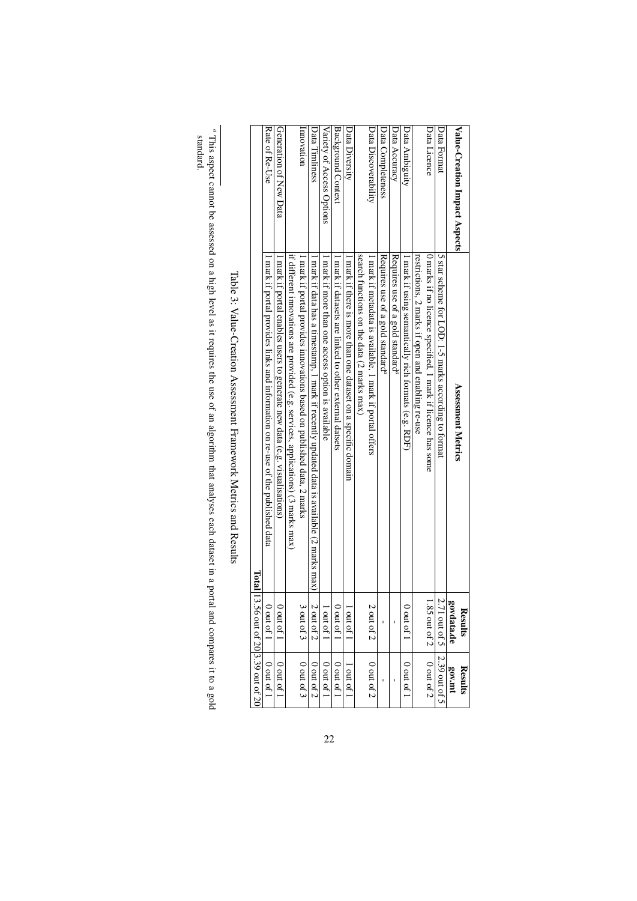| Value-Creation Impact Aspects | Assessment Metrics | Results govdata.de | Results gov.mt |
|---|---|---|---|
| Data Format | 5 star scheme for LOD: 1-5 marks according to format | 2.71 out of 5 | 2.39 out of 5 |
| Data Licence | 0 marks if no licence specified, 1 mark if licence has some restrictions, 2 marks if open and enabling re-use | 1.85 out of 2 | 0 out of 2 |
| Data Ambiguity | 1 mark if using semantically rich formats (e.g. RDF) | 0 out of 1 | 0 out of 1 |
| Data Accuracy | Requires use of a gold standard[a] | - | - |
| Data Completeness | Requires use of a gold standard[a] | - | - |
| Data Discoverability | 1 mark if metadata is available, 1 mark if portal offers search functions on the data (2 marks max) | 2 out of 2 | 0 out of 2 |
| Data Diversity | 1 mark if there is more than one dataset on a specific domain | 1 out of 1 | 1 out of 1 |
| Background Context | 1 mark if datasets are linked to other external datasets | 0 out of 1 | 0 out of 1 |
| Variety of Access Options | 1 mark if more than one access option is available | 1 out of 1 | 0 out of 1 |
| Data Timeliness | 1 mark if data has a timestamp, 1 mark if recently updated data is available (2 marks max) | 2 out of 2 | 0 out of 2 |
| Innovation | 1 mark if portal provides innovations based on published data, 2 marks if different innovations are provided (e.g. services, applications) (3 marks max) | 3 out of 3 | 0 out of 3 |
| Generation of New Data | 1 mark if portal enables users to generate new data (e.g. visualisations) | 0 out of 1 | 0 out of 1 |
| Rate of Re-Use | 1 mark if portal provides links and information on re-use of the published data | 0 out of 1 | 0 out of 1 |
| | **Total** | 13.56 out of 20 | 3.39 out of 20 |

Table 3: Value-Creation Assessment Framework Metrics and Results

[a] This aspect cannot be assessed on a high level as it requires the use of an algorithm that analyses each dataset in a portal and compares it to a gold standard.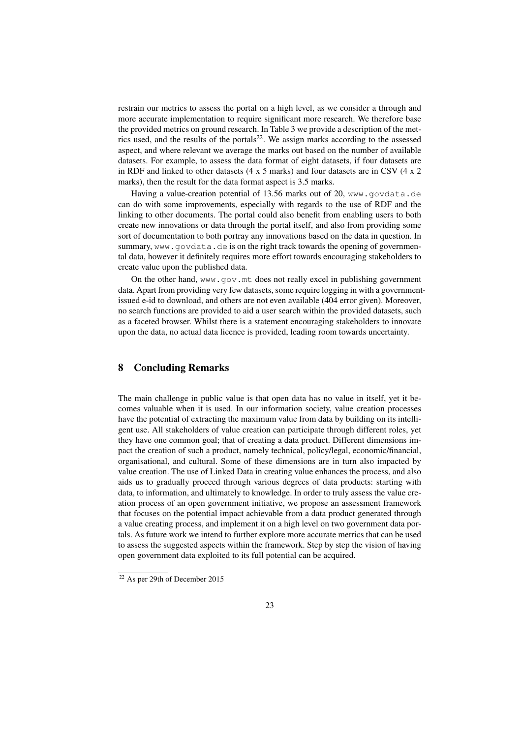restrain our metrics to assess the portal on a high level, as we consider a through and more accurate implementation to require significant more research. We therefore base the provided metrics on ground research. In Table 3 we provide a description of the metrics used, and the results of the portals[22]. We assign marks according to the assessed aspect, and where relevant we average the marks out based on the number of available datasets. For example, to assess the data format of eight datasets, if four datasets are in RDF and linked to other datasets (4 x 5 marks) and four datasets are in CSV (4 x 2 marks), then the result for the data format aspect is 3.5 marks.

Having a value-creation potential of 13.56 marks out of 20, www.govdata.de can do with some improvements, especially with regards to the use of RDF and the linking to other documents. The portal could also benefit from enabling users to both create new innovations or data through the portal itself, and also from providing some sort of documentation to both portray any innovations based on the data in question. In summary, www.govdata.de is on the right track towards the opening of governmental data, however it definitely requires more effort towards encouraging stakeholders to create value upon the published data.

On the other hand, www.gov.mt does not really excel in publishing government data. Apart from providing very few datasets, some require logging in with a government-issued e-id to download, and others are not even available (404 error given). Moreover, no search functions are provided to aid a user search within the provided datasets, such as a faceted browser. Whilst there is a statement encouraging stakeholders to innovate upon the data, no actual data licence is provided, leading room towards uncertainty.

## 8 Concluding Remarks

The main challenge in public value is that open data has no value in itself, yet it becomes valuable when it is used. In our information society, value creation processes have the potential of extracting the maximum value from data by building on its intelligent use. All stakeholders of value creation can participate through different roles, yet they have one common goal; that of creating a data product. Different dimensions impact the creation of such a product, namely technical, policy/legal, economic/financial, organisational, and cultural. Some of these dimensions are in turn also impacted by value creation. The use of Linked Data in creating value enhances the process, and also aids us to gradually proceed through various degrees of data products: starting with data, to information, and ultimately to knowledge. In order to truly assess the value creation process of an open government initiative, we propose an assessment framework that focuses on the potential impact achievable from a data product generated through a value creating process, and implement it on a high level on two government data portals. As future work we intend to further explore more accurate metrics that can be used to assess the suggested aspects within the framework. Step by step the vision of having open government data exploited to its full potential can be acquired.

[22] As per 29th of December 2015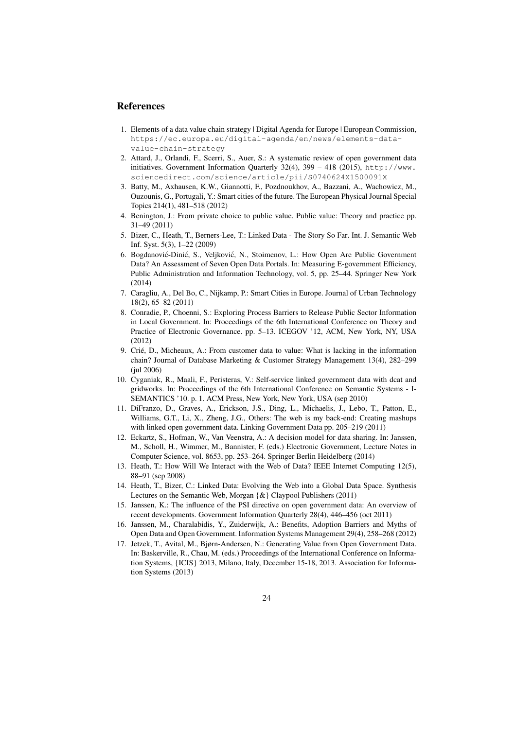## References

1. Elements of a data value chain strategy | Digital Agenda for Europe | European Commission, https://ec.europa.eu/digital-agenda/en/news/elements-data-value-chain-strategy
2. Attard, J., Orlandi, F., Scerri, S., Auer, S.: A systematic review of open government data initiatives. Government Information Quarterly 32(4), 399 – 418 (2015), http://www.sciencedirect.com/science/article/pii/S0740624X1500091X
3. Batty, M., Axhausen, K.W., Giannotti, F., Pozdnoukhov, A., Bazzani, A., Wachowicz, M., Ouzounis, G., Portugali, Y.: Smart cities of the future. The European Physical Journal Special Topics 214(1), 481–518 (2012)
4. Benington, J.: From private choice to public value. Public value: Theory and practice pp. 31–49 (2011)
5. Bizer, C., Heath, T., Berners-Lee, T.: Linked Data - The Story So Far. Int. J. Semantic Web Inf. Syst. 5(3), 1–22 (2009)
6. Bogdanović-Dinić, S., Veljković, N., Stoimenov, L.: How Open Are Public Government Data? An Assessment of Seven Open Data Portals. In: Measuring E-government Efficiency, Public Administration and Information Technology, vol. 5, pp. 25–44. Springer New York (2014)
7. Caragliu, A., Del Bo, C., Nijkamp, P.: Smart Cities in Europe. Journal of Urban Technology 18(2), 65–82 (2011)
8. Conradie, P., Choenni, S.: Exploring Process Barriers to Release Public Sector Information in Local Government. In: Proceedings of the 6th International Conference on Theory and Practice of Electronic Governance. pp. 5–13. ICEGOV '12, ACM, New York, NY, USA (2012)
9. Crié, D., Micheaux, A.: From customer data to value: What is lacking in the information chain? Journal of Database Marketing & Customer Strategy Management 13(4), 282–299 (jul 2006)
10. Cyganiak, R., Maali, F., Peristeras, V.: Self-service linked government data with dcat and gridworks. In: Proceedings of the 6th International Conference on Semantic Systems - I-SEMANTICS '10. p. 1. ACM Press, New York, New York, USA (sep 2010)
11. DiFranzo, D., Graves, A., Erickson, J.S., Ding, L., Michaelis, J., Lebo, T., Patton, E., Williams, G.T., Li, X., Zheng, J.G., Others: The web is my back-end: Creating mashups with linked open government data. Linking Government Data pp. 205–219 (2011)
12. Eckartz, S., Hofman, W., Van Veenstra, A.: A decision model for data sharing. In: Janssen, M., Scholl, H., Wimmer, M., Bannister, F. (eds.) Electronic Government, Lecture Notes in Computer Science, vol. 8653, pp. 253–264. Springer Berlin Heidelberg (2014)
13. Heath, T.: How Will We Interact with the Web of Data? IEEE Internet Computing 12(5), 88–91 (sep 2008)
14. Heath, T., Bizer, C.: Linked Data: Evolving the Web into a Global Data Space. Synthesis Lectures on the Semantic Web, Morgan {&} Claypool Publishers (2011)
15. Janssen, K.: The influence of the PSI directive on open government data: An overview of recent developments. Government Information Quarterly 28(4), 446–456 (oct 2011)
16. Janssen, M., Charalabidis, Y., Zuiderwijk, A.: Benefits, Adoption Barriers and Myths of Open Data and Open Government. Information Systems Management 29(4), 258–268 (2012)
17. Jetzek, T., Avital, M., Bjørn-Andersen, N.: Generating Value from Open Government Data. In: Baskerville, R., Chau, M. (eds.) Proceedings of the International Conference on Information Systems, {ICIS} 2013, Milano, Italy, December 15-18, 2013. Association for Information Systems (2013)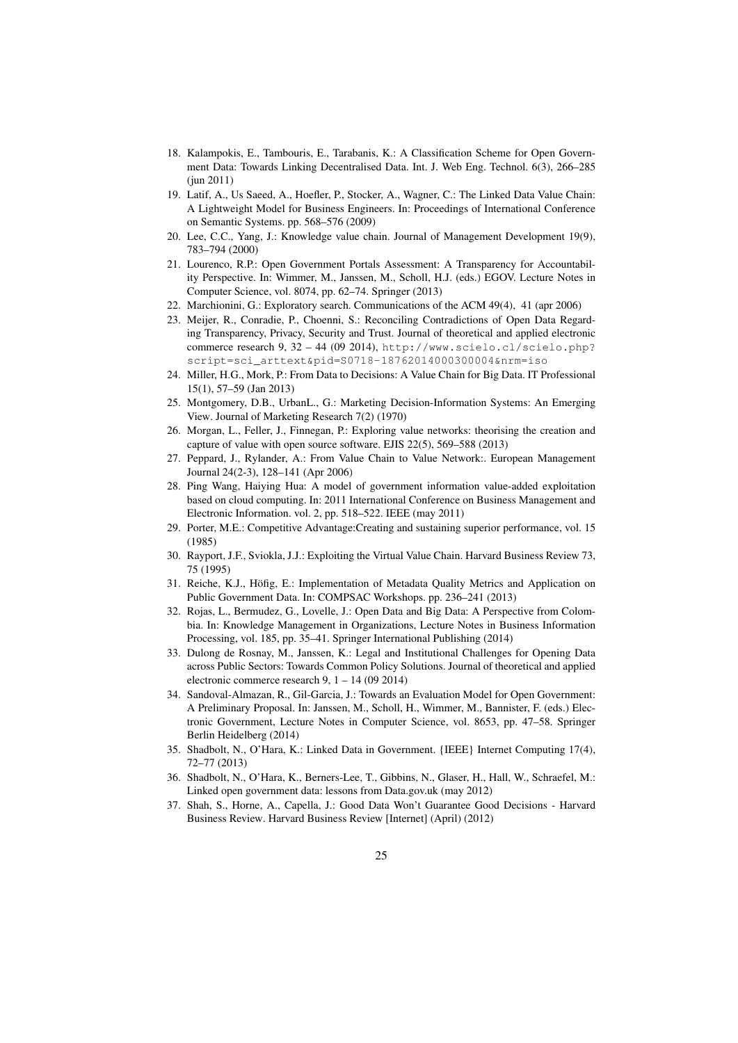18. Kalampokis, E., Tambouris, E., Tarabanis, K.: A Classification Scheme for Open Government Data: Towards Linking Decentralised Data. Int. J. Web Eng. Technol. 6(3), 266–285 (jun 2011)
19. Latif, A., Us Saeed, A., Hoefler, P., Stocker, A., Wagner, C.: The Linked Data Value Chain: A Lightweight Model for Business Engineers. In: Proceedings of International Conference on Semantic Systems. pp. 568–576 (2009)
20. Lee, C.C., Yang, J.: Knowledge value chain. Journal of Management Development 19(9), 783–794 (2000)
21. Lourenco, R.P.: Open Government Portals Assessment: A Transparency for Accountability Perspective. In: Wimmer, M., Janssen, M., Scholl, H.J. (eds.) EGOV. Lecture Notes in Computer Science, vol. 8074, pp. 62–74. Springer (2013)
22. Marchionini, G.: Exploratory search. Communications of the ACM 49(4), 41 (apr 2006)
23. Meijer, R., Conradie, P., Choenni, S.: Reconciling Contradictions of Open Data Regarding Transparency, Privacy, Security and Trust. Journal of theoretical and applied electronic commerce research 9, 32 – 44 (09 2014), `http://www.scielo.cl/scielo.php?script=sci_arttext&pid=S0718-18762014000300004&nrm=iso`
24. Miller, H.G., Mork, P.: From Data to Decisions: A Value Chain for Big Data. IT Professional 15(1), 57–59 (Jan 2013)
25. Montgomery, D.B., UrbanL., G.: Marketing Decision-Information Systems: An Emerging View. Journal of Marketing Research 7(2) (1970)
26. Morgan, L., Feller, J., Finnegan, P.: Exploring value networks: theorising the creation and capture of value with open source software. EJIS 22(5), 569–588 (2013)
27. Peppard, J., Rylander, A.: From Value Chain to Value Network:. European Management Journal 24(2-3), 128–141 (Apr 2006)
28. Ping Wang, Haiying Hua: A model of government information value-added exploitation based on cloud computing. In: 2011 International Conference on Business Management and Electronic Information. vol. 2, pp. 518–522. IEEE (may 2011)
29. Porter, M.E.: Competitive Advantage:Creating and sustaining superior performance, vol. 15 (1985)
30. Rayport, J.F., Sviokla, J.J.: Exploiting the Virtual Value Chain. Harvard Business Review 73, 75 (1995)
31. Reiche, K.J., Höfig, E.: Implementation of Metadata Quality Metrics and Application on Public Government Data. In: COMPSAC Workshops. pp. 236–241 (2013)
32. Rojas, L., Bermudez, G., Lovelle, J.: Open Data and Big Data: A Perspective from Colombia. In: Knowledge Management in Organizations, Lecture Notes in Business Information Processing, vol. 185, pp. 35–41. Springer International Publishing (2014)
33. Dulong de Rosnay, M., Janssen, K.: Legal and Institutional Challenges for Opening Data across Public Sectors: Towards Common Policy Solutions. Journal of theoretical and applied electronic commerce research 9, 1 – 14 (09 2014)
34. Sandoval-Almazan, R., Gil-Garcia, J.: Towards an Evaluation Model for Open Government: A Preliminary Proposal. In: Janssen, M., Scholl, H., Wimmer, M., Bannister, F. (eds.) Electronic Government, Lecture Notes in Computer Science, vol. 8653, pp. 47–58. Springer Berlin Heidelberg (2014)
35. Shadbolt, N., O'Hara, K.: Linked Data in Government. {IEEE} Internet Computing 17(4), 72–77 (2013)
36. Shadbolt, N., O'Hara, K., Berners-Lee, T., Gibbins, N., Glaser, H., Hall, W., Schraefel, M.: Linked open government data: lessons from Data.gov.uk (may 2012)
37. Shah, S., Horne, A., Capella, J.: Good Data Won't Guarantee Good Decisions - Harvard Business Review. Harvard Business Review [Internet] (April) (2012)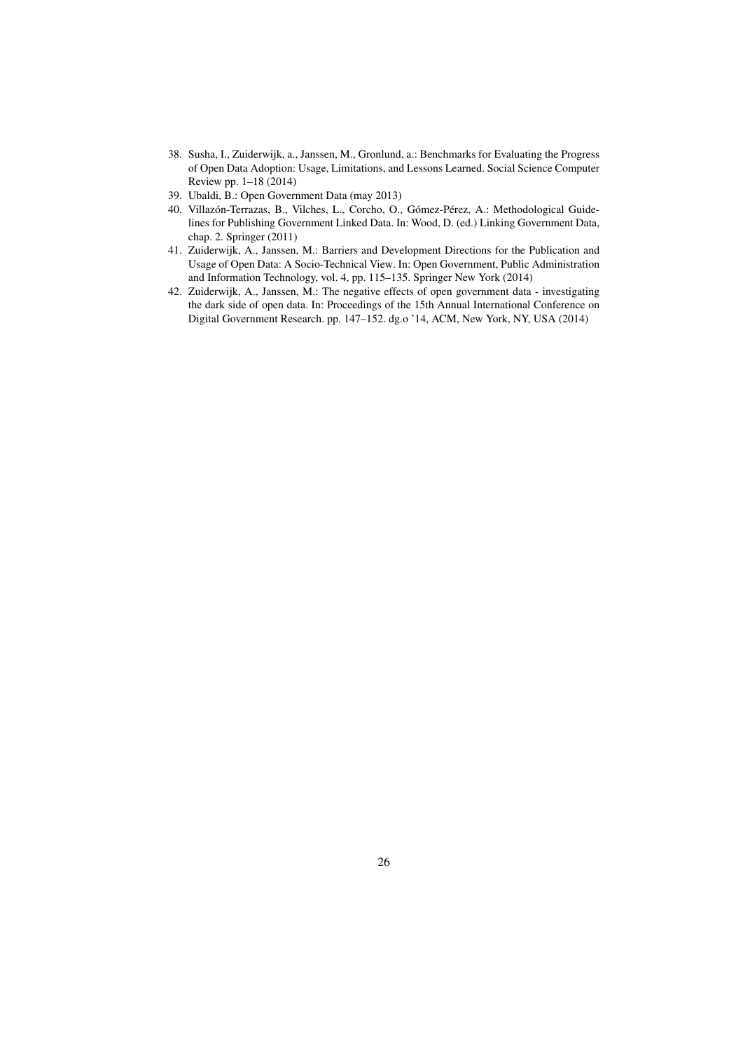38. Susha, I., Zuiderwijk, a., Janssen, M., Gronlund, a.: Benchmarks for Evaluating the Progress of Open Data Adoption: Usage, Limitations, and Lessons Learned. Social Science Computer Review pp. 1–18 (2014)
39. Ubaldi, B.: Open Government Data (may 2013)
40. Villazón-Terrazas, B., Vilches, L., Corcho, O., Gómez-Pérez, A.: Methodological Guidelines for Publishing Government Linked Data. In: Wood, D. (ed.) Linking Government Data, chap. 2. Springer (2011)
41. Zuiderwijk, A., Janssen, M.: Barriers and Development Directions for the Publication and Usage of Open Data: A Socio-Technical View. In: Open Government, Public Administration and Information Technology, vol. 4, pp. 115–135. Springer New York (2014)
42. Zuiderwijk, A., Janssen, M.: The negative effects of open government data - investigating the dark side of open data. In: Proceedings of the 15th Annual International Conference on Digital Government Research. pp. 147–152. dg.o '14, ACM, New York, NY, USA (2014)